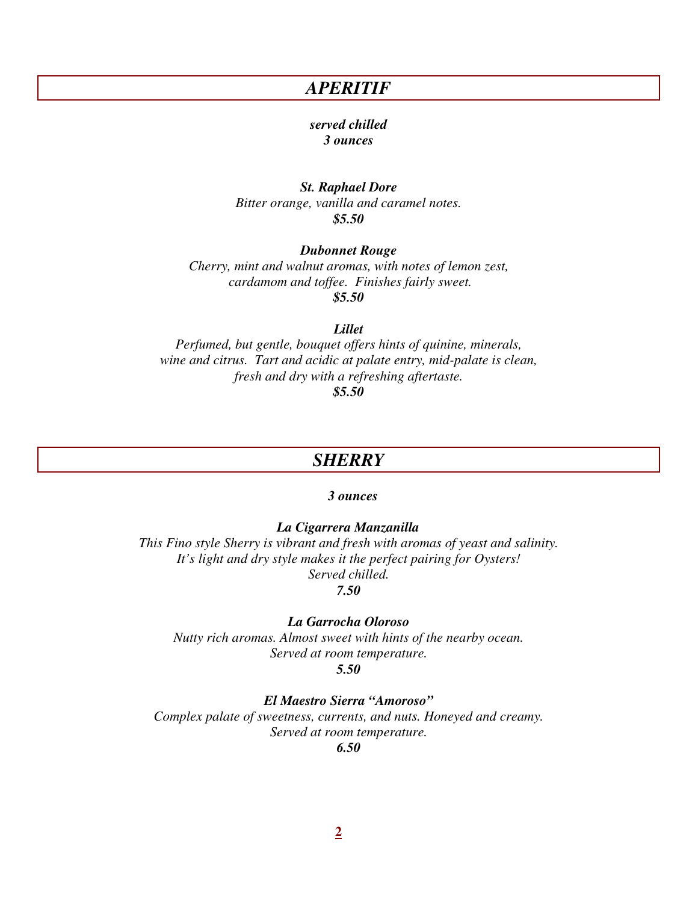## *APERITIF*

***served chilled***
***3 ounces***

***St. Raphael Dore***
*Bitter orange, vanilla and caramel notes.*
***$5.50***

***Dubonnet Rouge***
*Cherry, mint and walnut aromas, with notes of lemon zest, cardamom and toffee. Finishes fairly sweet.*
***$5.50***

***Lillet***
*Perfumed, but gentle, bouquet offers hints of quinine, minerals, wine and citrus. Tart and acidic at palate entry, mid-palate is clean, fresh and dry with a refreshing aftertaste.*
***$5.50***

## *SHERRY*

***3 ounces***

***La Cigarrera Manzanilla***
*This Fino style Sherry is vibrant and fresh with aromas of yeast and salinity. It's light and dry style makes it the perfect pairing for Oysters! Served chilled.*
***7.50***

***La Garrocha Oloroso***
*Nutty rich aromas. Almost sweet with hints of the nearby ocean. Served at room temperature.*
***5.50***

***El Maestro Sierra "Amoroso"***
*Complex palate of sweetness, currents, and nuts. Honeyed and creamy. Served at room temperature.*
***6.50***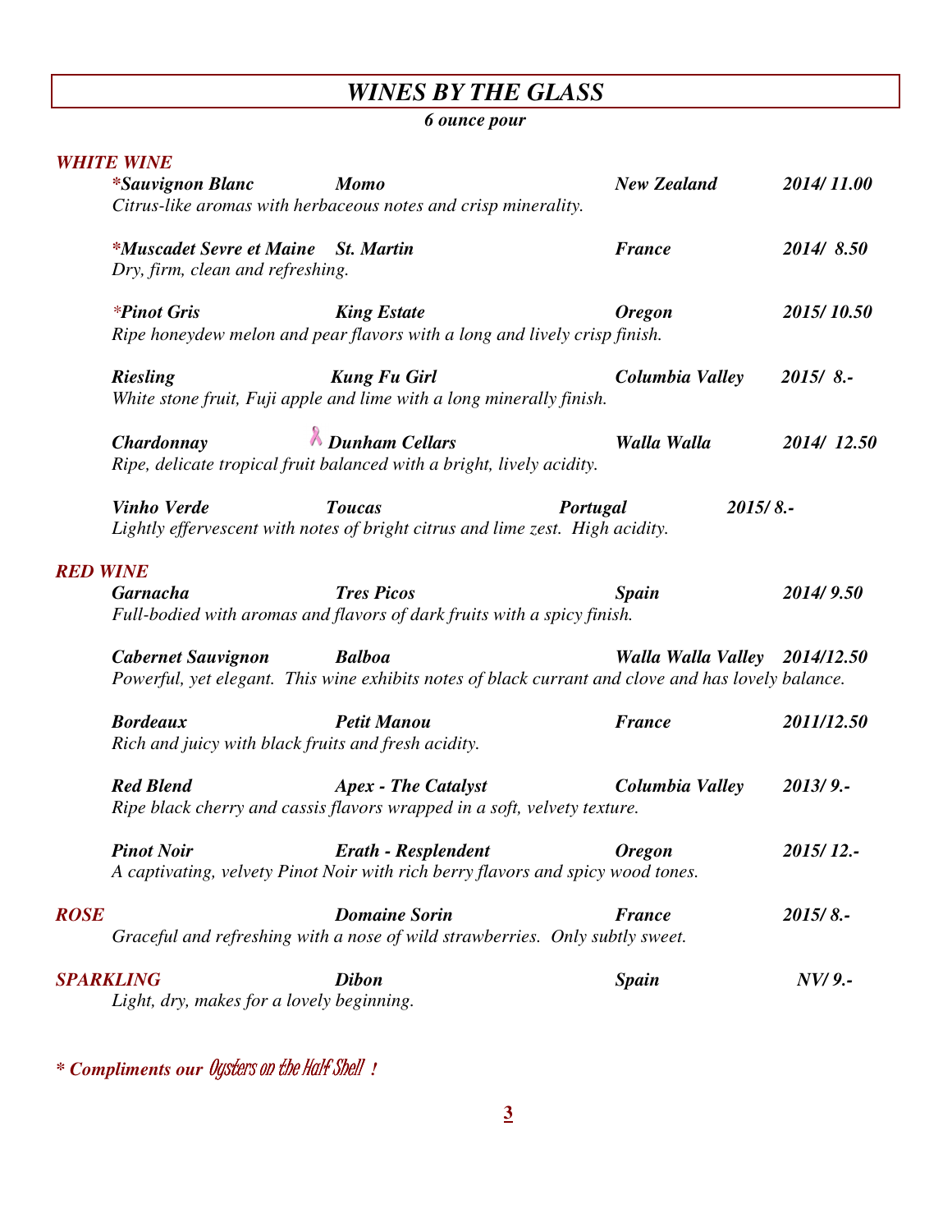# *WINES BY THE GLASS*

***6 ounce pour***

## *WHITE WINE*

***\*Sauvignon Blanc** — **Momo** — **New Zealand** — **2014/ 11.00***
*Citrus-like aromas with herbaceous notes and crisp minerality.*

***\*Muscadet Sevre et Maine** — **St. Martin** — **France** — **2014/ 8.50***
*Dry, firm, clean and refreshing.*

***\*Pinot Gris** — **King Estate** — **Oregon** — **2015/ 10.50***
*Ripe honeydew melon and pear flavors with a long and lively crisp finish.*

***Riesling** — **Kung Fu Girl** — **Columbia Valley** — **2015/ 8.-***
*White stone fruit, Fuji apple and lime with a long minerally finish.*

***Chardonnay** — **Dunham Cellars** — **Walla Walla** — **2014/ 12.50***
*Ripe, delicate tropical fruit balanced with a bright, lively acidity.*

***Vinho Verde** — **Toucas** — **Portugal** — **2015/ 8.-***
*Lightly effervescent with notes of bright citrus and lime zest. High acidity.*

## *RED WINE*

***Garnacha** — **Tres Picos** — **Spain** — **2014/ 9.50***
*Full-bodied with aromas and flavors of dark fruits with a spicy finish.*

***Cabernet Sauvignon** — **Balboa** — **Walla Walla Valley** — **2014/12.50***
*Powerful, yet elegant. This wine exhibits notes of black currant and clove and has lovely balance.*

***Bordeaux** — **Petit Manou** — **France** — **2011/12.50***
*Rich and juicy with black fruits and fresh acidity.*

***Red Blend** — **Apex - The Catalyst** — **Columbia Valley** — **2013/ 9.-***
*Ripe black cherry and cassis flavors wrapped in a soft, velvety texture.*

***Pinot Noir** — **Erath - Resplendent** — **Oregon** — **2015/ 12.-***
*A captivating, velvety Pinot Noir with rich berry flavors and spicy wood tones.*

## *ROSE*

***Domaine Sorin** — **France** — **2015/ 8.-***
*Graceful and refreshing with a nose of wild strawberries. Only subtly sweet.*

## *SPARKLING*

***Dibon** — **Spain** — **NV/ 9.-***
*Light, dry, makes for a lovely beginning.*

***\* Compliments our** Oysters on the Half Shell **!***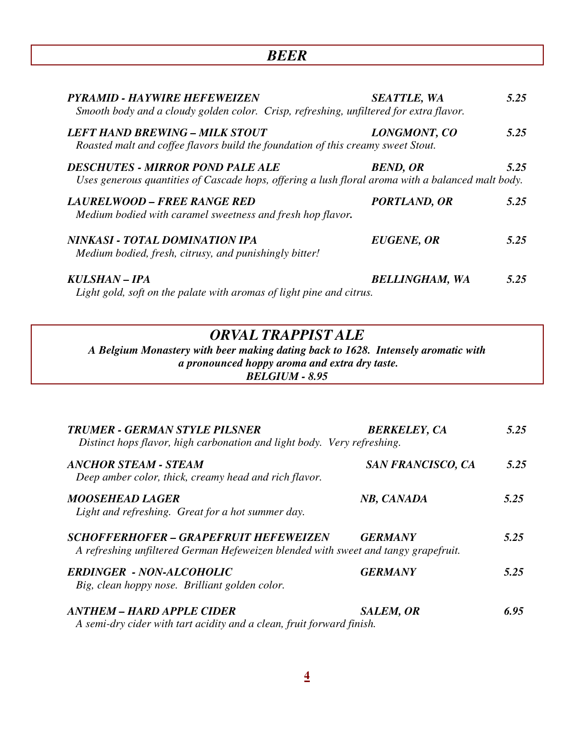# *BEER*

***PYRAMID - HAYWIRE HEFEWEIZEN*** — ***SEATTLE, WA*** — ***5.25***
*Smooth body and a cloudy golden color. Crisp, refreshing, unfiltered for extra flavor.*

***LEFT HAND BREWING – MILK STOUT*** — ***LONGMONT, CO*** — ***5.25***
*Roasted malt and coffee flavors build the foundation of this creamy sweet Stout.*

***DESCHUTES - MIRROR POND PALE ALE*** — ***BEND, OR*** — ***5.25***
*Uses generous quantities of Cascade hops, offering a lush floral aroma with a balanced malt body.*

***LAURELWOOD – FREE RANGE RED*** — ***PORTLAND, OR*** — ***5.25***
*Medium bodied with caramel sweetness and fresh hop flavor.*

***NINKASI - TOTAL DOMINATION IPA*** — ***EUGENE, OR*** — ***5.25***
*Medium bodied, fresh, citrusy, and punishingly bitter!*

***KULSHAN – IPA*** — ***BELLINGHAM, WA*** — ***5.25***
*Light gold, soft on the palate with aromas of light pine and citrus.*

## *ORVAL TRAPPIST ALE*

***A Belgium Monastery with beer making dating back to 1628. Intensely aromatic with a pronounced hoppy aroma and extra dry taste.***
***BELGIUM - 8.95***

***TRUMER - GERMAN STYLE PILSNER*** — ***BERKELEY, CA*** — ***5.25***
*Distinct hops flavor, high carbonation and light body. Very refreshing.*

***ANCHOR STEAM - STEAM*** — ***SAN FRANCISCO, CA*** — ***5.25***
*Deep amber color, thick, creamy head and rich flavor.*

***MOOSEHEAD LAGER*** — ***NB, CANADA*** — ***5.25***
*Light and refreshing. Great for a hot summer day.*

***SCHOFFERHOFER – GRAPEFRUIT HEFEWEIZEN*** — ***GERMANY*** — ***5.25***
*A refreshing unfiltered German Hefeweizen blended with sweet and tangy grapefruit.*

***ERDINGER - NON-ALCOHOLIC*** — ***GERMANY*** — ***5.25***
*Big, clean hoppy nose. Brilliant golden color.*

***ANTHEM – HARD APPLE CIDER*** — ***SALEM, OR*** — ***6.95***
*A semi-dry cider with tart acidity and a clean, fruit forward finish.*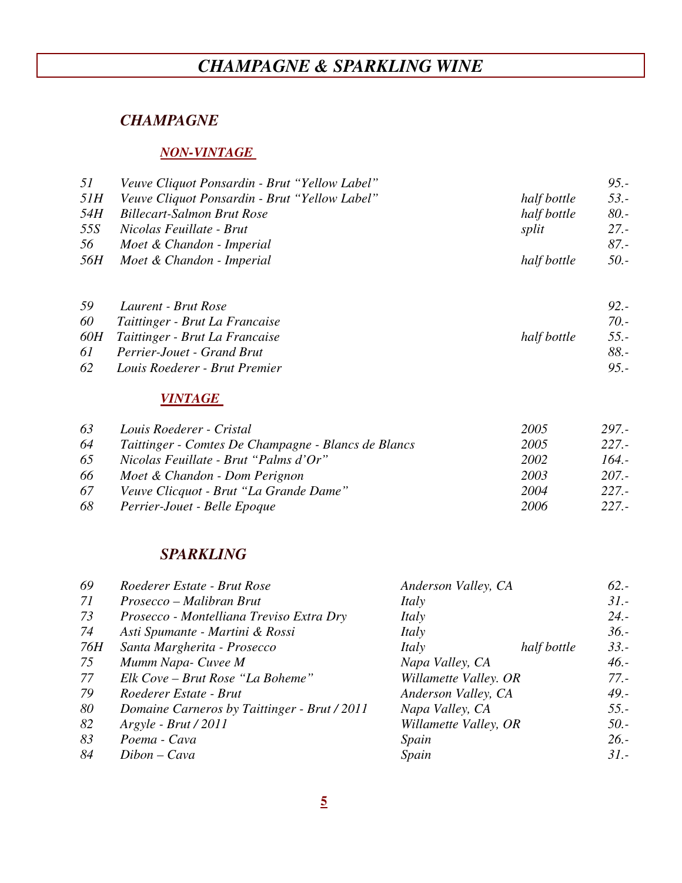# *CHAMPAGNE & SPARKLING WINE*

## *CHAMPAGNE*

### *NON-VINTAGE*

| | | | |
|---|---|---|---|
| *51* | *Veuve Cliquot Ponsardin - Brut "Yellow Label"* | | *95.-* |
| *51H* | *Veuve Cliquot Ponsardin - Brut "Yellow Label"* | *half bottle* | *53.-* |
| *54H* | *Billecart-Salmon Brut Rose* | *half bottle* | *80.-* |
| *55S* | *Nicolas Feuillate - Brut* | *split* | *27.-* |
| *56* | *Moet & Chandon - Imperial* | | *87.-* |
| *56H* | *Moet & Chandon - Imperial* | *half bottle* | *50.-* |
| *59* | *Laurent - Brut Rose* | | *92.-* |
| *60* | *Taittinger - Brut La Francaise* | | *70.-* |
| *60H* | *Taittinger - Brut La Francaise* | *half bottle* | *55.-* |
| *61* | *Perrier-Jouet - Grand Brut* | | *88.-* |
| *62* | *Louis Roederer - Brut Premier* | | *95.-* |

### *VINTAGE*

| | | | |
|---|---|---|---|
| *63* | *Louis Roederer - Cristal* | *2005* | *297.-* |
| *64* | *Taittinger - Comtes De Champagne - Blancs de Blancs* | *2005* | *227.-* |
| *65* | *Nicolas Feuillate - Brut "Palms d'Or"* | *2002* | *164.-* |
| *66* | *Moet & Chandon - Dom Perignon* | *2003* | *207.-* |
| *67* | *Veuve Clicquot - Brut "La Grande Dame"* | *2004* | *227.-* |
| *68* | *Perrier-Jouet - Belle Epoque* | *2006* | *227.-* |

## *SPARKLING*

| | | | | |
|---|---|---|---|---|
| *69* | *Roederer Estate - Brut Rose* | *Anderson Valley, CA* | | *62.-* |
| *71* | *Prosecco – Malibran Brut* | *Italy* | | *31.-* |
| *73* | *Prosecco - Montelliana Treviso Extra Dry* | *Italy* | | *24.-* |
| *74* | *Asti Spumante - Martini & Rossi* | *Italy* | | *36.-* |
| *76H* | *Santa Margherita - Prosecco* | *Italy* | *half bottle* | *33.-* |
| *75* | *Mumm Napa- Cuvee M* | *Napa Valley, CA* | | *46.-* |
| *77* | *Elk Cove – Brut Rose "La Boheme"* | *Willamette Valley. OR* | | *77.-* |
| *79* | *Roederer Estate - Brut* | *Anderson Valley, CA* | | *49.-* |
| *80* | *Domaine Carneros by Taittinger - Brut / 2011* | *Napa Valley, CA* | | *55.-* |
| *82* | *Argyle - Brut / 2011* | *Willamette Valley, OR* | | *50.-* |
| *83* | *Poema - Cava* | *Spain* | | *26.-* |
| *84* | *Dibon – Cava* | *Spain* | | *31.-* |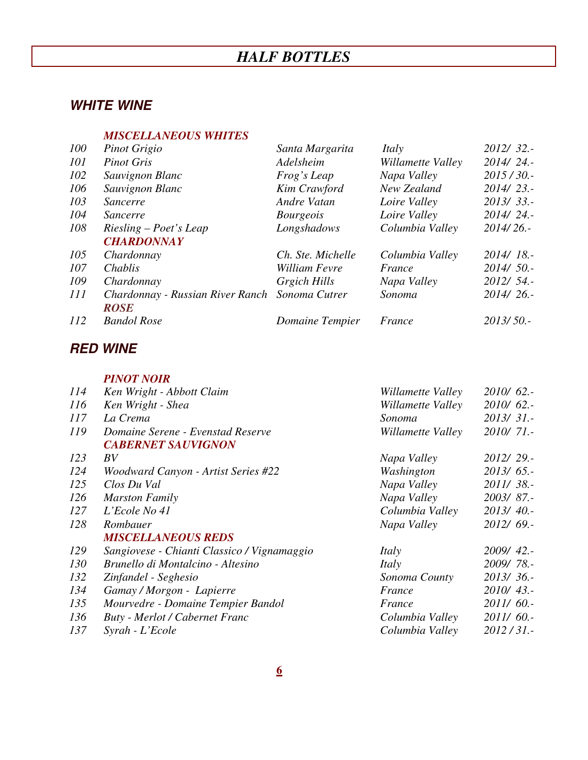# *HALF BOTTLES*

## *WHITE WINE*

| | | | | |
|---|---|---|---|---|
| | ***MISCELLANEOUS WHITES*** | | | |
| *100* | *Pinot Grigio* | *Santa Margarita* | *Italy* | *2012/ 32.-* |
| *101* | *Pinot Gris* | *Adelsheim* | *Willamette Valley* | *2014/ 24.-* |
| *102* | *Sauvignon Blanc* | *Frog's Leap* | *Napa Valley* | *2015 / 30.-* |
| *106* | *Sauvignon Blanc* | *Kim Crawford* | *New Zealand* | *2014/ 23.-* |
| *103* | *Sancerre* | *Andre Vatan* | *Loire Valley* | *2013/ 33.-* |
| *104* | *Sancerre* | *Bourgeois* | *Loire Valley* | *2014/ 24.-* |
| *108* | *Riesling – Poet's Leap* | *Longshadows* | *Columbia Valley* | *2014/ 26.-* |
| | ***CHARDONNAY*** | | | |
| *105* | *Chardonnay* | *Ch. Ste. Michelle* | *Columbia Valley* | *2014/ 18.-* |
| *107* | *Chablis* | *William Fevre* | *France* | *2014/ 50.-* |
| *109* | *Chardonnay* | *Grgich Hills* | *Napa Valley* | *2012/ 54.-* |
| *111* | *Chardonnay - Russian River Ranch* | *Sonoma Cutrer* | *Sonoma* | *2014/ 26.-* |
| | ***ROSE*** | | | |
| *112* | *Bandol Rose* | *Domaine Tempier* | *France* | *2013/ 50.-* |

## *RED WINE*

| | | | |
|---|---|---|---|
| | ***PINOT NOIR*** | | |
| *114* | *Ken Wright - Abbott Claim* | *Willamette Valley* | *2010/ 62.-* |
| *116* | *Ken Wright - Shea* | *Willamette Valley* | *2010/ 62.-* |
| *117* | *La Crema* | *Sonoma* | *2013/ 31.-* |
| *119* | *Domaine Serene - Evenstad Reserve* | *Willamette Valley* | *2010/ 71.-* |
| | ***CABERNET SAUVIGNON*** | | |
| *123* | *BV* | *Napa Valley* | *2012/ 29.-* |
| *124* | *Woodward Canyon - Artist Series #22* | *Washington* | *2013/ 65.-* |
| *125* | *Clos Du Val* | *Napa Valley* | *2011/ 38.-* |
| *126* | *Marston Family* | *Napa Valley* | *2003/ 87.-* |
| *127* | *L'Ecole No 41* | *Columbia Valley* | *2013/ 40.-* |
| *128* | *Rombauer* | *Napa Valley* | *2012/ 69.-* |
| | ***MISCELLANEOUS REDS*** | | |
| *129* | *Sangiovese - Chianti Classico / Vignamaggio* | *Italy* | *2009/ 42.-* |
| *130* | *Brunello di Montalcino - Altesino* | *Italy* | *2009/ 78.-* |
| *132* | *Zinfandel - Seghesio* | *Sonoma County* | *2013/ 36.-* |
| *134* | *Gamay / Morgon - Lapierre* | *France* | *2010/ 43.-* |
| *135* | *Mourvedre - Domaine Tempier Bandol* | *France* | *2011/ 60.-* |
| *136* | *Buty - Merlot / Cabernet Franc* | *Columbia Valley* | *2011/ 60.-* |
| *137* | *Syrah - L'Ecole* | *Columbia Valley* | *2012 / 31.-* |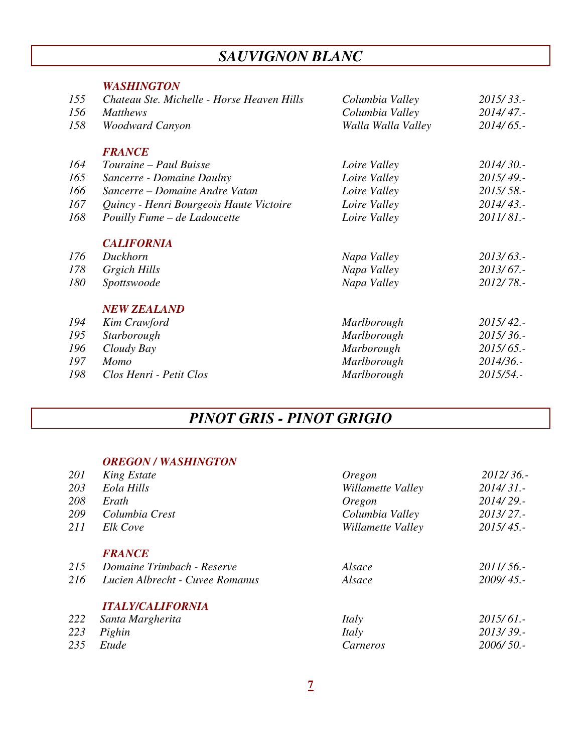# *SAUVIGNON BLANC*

### *WASHINGTON*

| | | | |
|---|---|---|---|
| *155* | *Chateau Ste. Michelle - Horse Heaven Hills* | *Columbia Valley* | *2015/ 33.-* |
| *156* | *Matthews* | *Columbia Valley* | *2014/ 47.-* |
| *158* | *Woodward Canyon* | *Walla Walla Valley* | *2014/ 65.-* |

### *FRANCE*

| | | | |
|---|---|---|---|
| *164* | *Touraine – Paul Buisse* | *Loire Valley* | *2014/ 30.-* |
| *165* | *Sancerre - Domaine Daulny* | *Loire Valley* | *2015/ 49.-* |
| *166* | *Sancerre – Domaine Andre Vatan* | *Loire Valley* | *2015/ 58.-* |
| *167* | *Quincy - Henri Bourgeois Haute Victoire* | *Loire Valley* | *2014/ 43.-* |
| *168* | *Pouilly Fume – de Ladoucette* | *Loire Valley* | *2011/ 81.-* |

### *CALIFORNIA*

| | | | |
|---|---|---|---|
| *176* | *Duckhorn* | *Napa Valley* | *2013/ 63.-* |
| *178* | *Grgich Hills* | *Napa Valley* | *2013/ 67.-* |
| *180* | *Spottswoode* | *Napa Valley* | *2012/ 78.-* |

### *NEW ZEALAND*

| | | | |
|---|---|---|---|
| *194* | *Kim Crawford* | *Marlborough* | *2015/ 42.-* |
| *195* | *Starborough* | *Marlborough* | *2015/ 36.-* |
| *196* | *Cloudy Bay* | *Marborough* | *2015/ 65.-* |
| *197* | *Momo* | *Marlborough* | *2014/36.-* |
| *198* | *Clos Henri - Petit Clos* | *Marlborough* | *2015/54.-* |

# *PINOT GRIS - PINOT GRIGIO*

### *OREGON / WASHINGTON*

| | | | |
|---|---|---|---|
| *201* | *King Estate* | *Oregon* | *2012/ 36.-* |
| *203* | *Eola Hills* | *Willamette Valley* | *2014/ 31.-* |
| *208* | *Erath* | *Oregon* | *2014/ 29.-* |
| *209* | *Columbia Crest* | *Columbia Valley* | *2013/ 27.-* |
| *211* | *Elk Cove* | *Willamette Valley* | *2015/ 45.-* |

### *FRANCE*

| | | | |
|---|---|---|---|
| *215* | *Domaine Trimbach - Reserve* | *Alsace* | *2011/ 56.-* |
| *216* | *Lucien Albrecht - Cuvee Romanus* | *Alsace* | *2009/ 45.-* |

### *ITALY/CALIFORNIA*

| | | | |
|---|---|---|---|
| *222* | *Santa Margherita* | *Italy* | *2015/ 61.-* |
| *223* | *Pighin* | *Italy* | *2013/ 39.-* |
| *235* | *Etude* | *Carneros* | *2006/ 50.-* |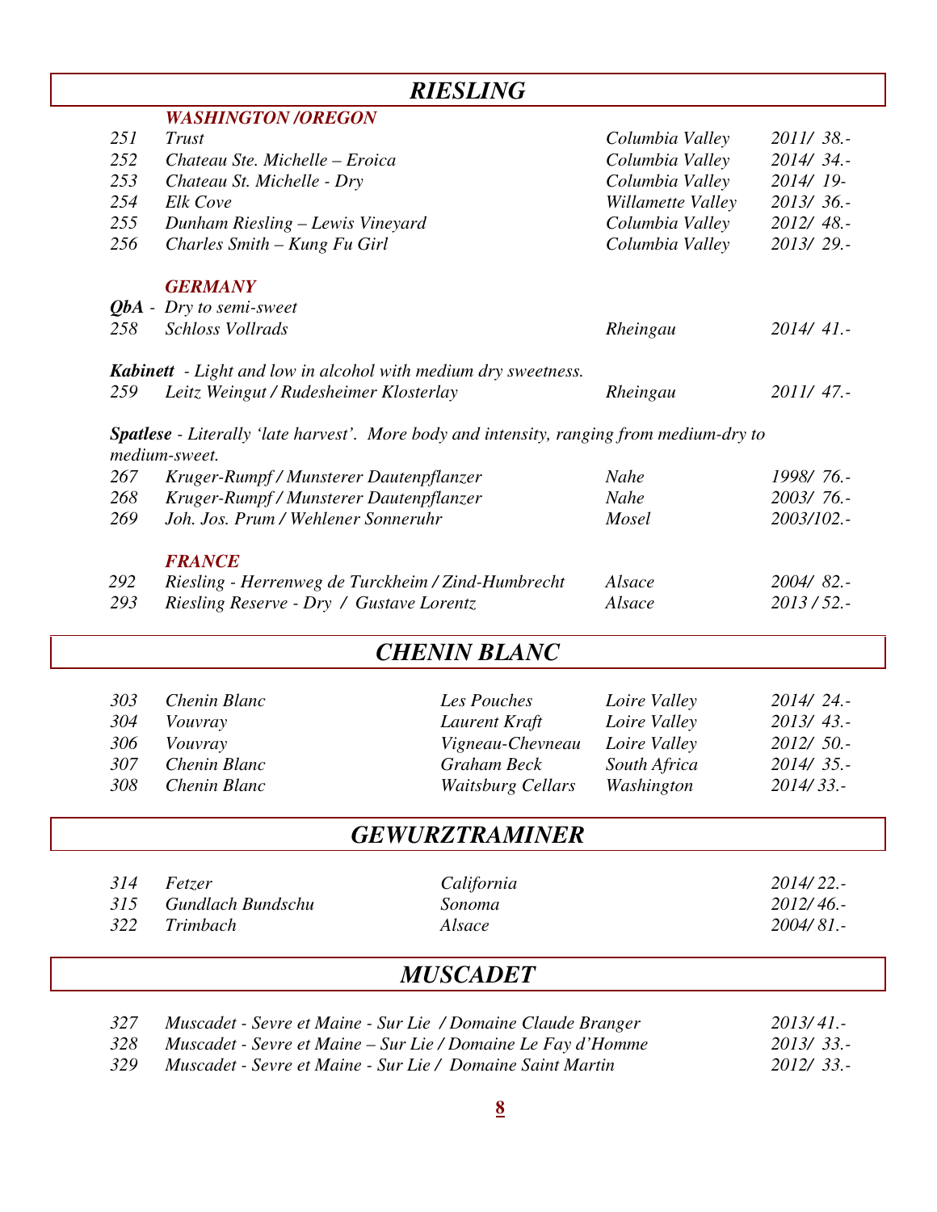# *RIESLING*

### *WASHINGTON /OREGON*

| | | | |
|---|---|---|---|
| *251* | *Trust* | *Columbia Valley* | *2011/ 38.-* |
| *252* | *Chateau Ste. Michelle – Eroica* | *Columbia Valley* | *2014/ 34.-* |
| *253* | *Chateau St. Michelle - Dry* | *Columbia Valley* | *2014/ 19-* |
| *254* | *Elk Cove* | *Willamette Valley* | *2013/ 36.-* |
| *255* | *Dunham Riesling – Lewis Vineyard* | *Columbia Valley* | *2012/ 48.-* |
| *256* | *Charles Smith – Kung Fu Girl* | *Columbia Valley* | *2013/ 29.-* |

### *GERMANY*

***QbA*** *- Dry to semi-sweet*

| | | | |
|---|---|---|---|
| *258* | *Schloss Vollrads* | *Rheingau* | *2014/ 41.-* |

***Kabinett*** *- Light and low in alcohol with medium dry sweetness.*

| | | | |
|---|---|---|---|
| *259* | *Leitz Weingut / Rudesheimer Klosterlay* | *Rheingau* | *2011/ 47.-* |

***Spatlese*** *- Literally 'late harvest'. More body and intensity, ranging from medium-dry to medium-sweet.*

| | | | |
|---|---|---|---|
| *267* | *Kruger-Rumpf / Munsterer Dautenpflanzer* | *Nahe* | *1998/ 76.-* |
| *268* | *Kruger-Rumpf / Munsterer Dautenpflanzer* | *Nahe* | *2003/ 76.-* |
| *269* | *Joh. Jos. Prum / Wehlener Sonneruhr* | *Mosel* | *2003/102.-* |

### *FRANCE*

| | | | |
|---|---|---|---|
| *292* | *Riesling - Herrenweg de Turckheim / Zind-Humbrecht* | *Alsace* | *2004/ 82.-* |
| *293* | *Riesling Reserve - Dry / Gustave Lorentz* | *Alsace* | *2013 / 52.-* |

# *CHENIN BLANC*

| | | | | |
|---|---|---|---|---|
| *303* | *Chenin Blanc* | *Les Pouches* | *Loire Valley* | *2014/ 24.-* |
| *304* | *Vouvray* | *Laurent Kraft* | *Loire Valley* | *2013/ 43.-* |
| *306* | *Vouvray* | *Vigneau-Chevneau* | *Loire Valley* | *2012/ 50.-* |
| *307* | *Chenin Blanc* | *Graham Beck* | *South Africa* | *2014/ 35.-* |
| *308* | *Chenin Blanc* | *Waitsburg Cellars* | *Washington* | *2014/ 33.-* |

# *GEWURZTRAMINER*

| | | | |
|---|---|---|---|
| *314* | *Fetzer* | *California* | *2014/ 22.-* |
| *315* | *Gundlach Bundschu* | *Sonoma* | *2012/ 46.-* |
| *322* | *Trimbach* | *Alsace* | *2004/ 81.-* |

# *MUSCADET*

| | | |
|---|---|---|
| *327* | *Muscadet - Sevre et Maine - Sur Lie / Domaine Claude Branger* | *2013/ 41.-* |
| *328* | *Muscadet - Sevre et Maine – Sur Lie / Domaine Le Fay d'Homme* | *2013/ 33.-* |
| *329* | *Muscadet - Sevre et Maine - Sur Lie / Domaine Saint Martin* | *2012/ 33.-* |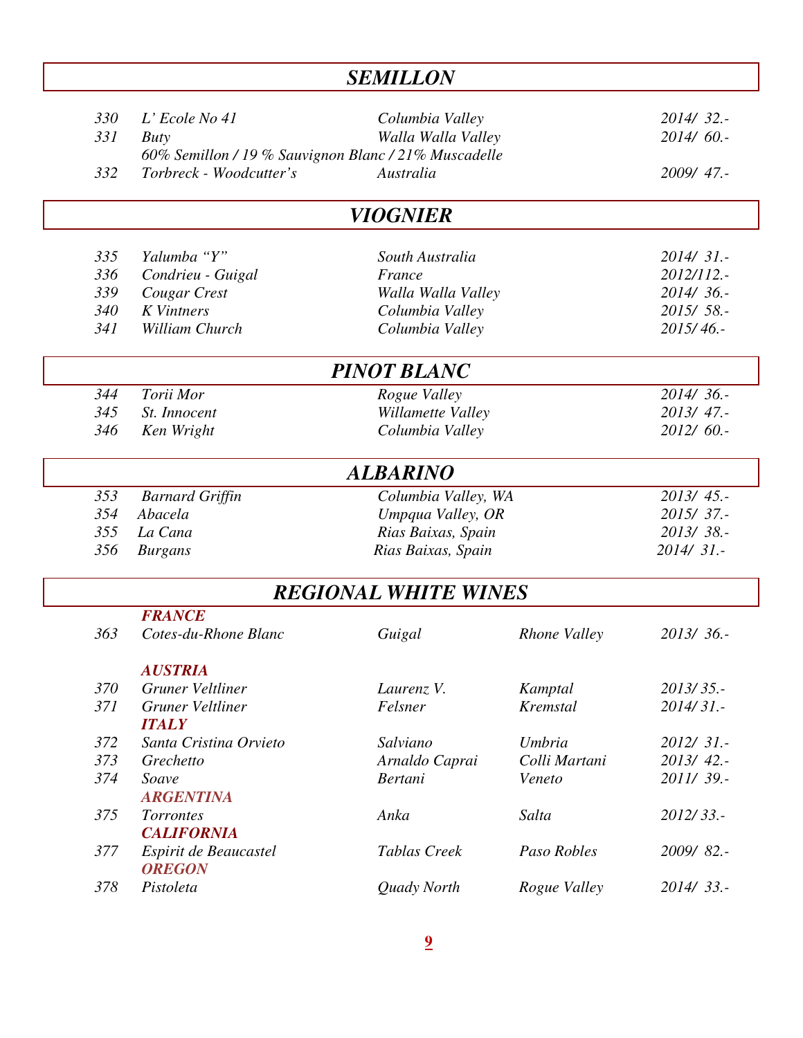## *SEMILLON*

| | | | |
|---|---|---|---|
| *330* | *L' Ecole No 41* | *Columbia Valley* | *2014/ 32.-* |
| *331* | *Buty* | *Walla Walla Valley* | *2014/ 60.-* |
| | *60% Semillon / 19 % Sauvignon Blanc / 21% Muscadelle* | | |
| *332* | *Torbreck - Woodcutter's* | *Australia* | *2009/ 47.-* |

## *VIOGNIER*

| | | | |
|---|---|---|---|
| *335* | *Yalumba "Y"* | *South Australia* | *2014/ 31.-* |
| *336* | *Condrieu - Guigal* | *France* | *2012/112.-* |
| *339* | *Cougar Crest* | *Walla Walla Valley* | *2014/ 36.-* |
| *340* | *K Vintners* | *Columbia Valley* | *2015/ 58.-* |
| *341* | *William Church* | *Columbia Valley* | *2015/46.-* |

## *PINOT BLANC*

| | | | |
|---|---|---|---|
| *344* | *Torii Mor* | *Rogue Valley* | *2014/ 36.-* |
| *345* | *St. Innocent* | *Willamette Valley* | *2013/ 47.-* |
| *346* | *Ken Wright* | *Columbia Valley* | *2012/ 60.-* |

## *ALBARINO*

| | | | |
|---|---|---|---|
| *353* | *Barnard Griffin* | *Columbia Valley, WA* | *2013/ 45.-* |
| *354* | *Abacela* | *Umpqua Valley, OR* | *2015/ 37.-* |
| *355* | *La Cana* | *Rias Baixas, Spain* | *2013/ 38.-* |
| *356* | *Burgans* | *Rias Baixas, Spain* | *2014/ 31.-* |

## *REGIONAL WHITE WINES*

| | | | | |
|---|---|---|---|---|
| | ***FRANCE*** | | | |
| *363* | *Cotes-du-Rhone Blanc* | *Guigal* | *Rhone Valley* | *2013/ 36.-* |
| | ***AUSTRIA*** | | | |
| *370* | *Gruner Veltliner* | *Laurenz V.* | *Kamptal* | *2013/35.-* |
| *371* | *Gruner Veltliner* | *Felsner* | *Kremstal* | *2014/31.-* |
| | ***ITALY*** | | | |
| *372* | *Santa Cristina Orvieto* | *Salviano* | *Umbria* | *2012/ 31.-* |
| *373* | *Grechetto* | *Arnaldo Caprai* | *Colli Martani* | *2013/ 42.-* |
| *374* | *Soave* | *Bertani* | *Veneto* | *2011/ 39.-* |
| | ***ARGENTINA*** | | | |
| *375* | *Torrontes* | *Anka* | *Salta* | *2012/33.-* |
| | ***CALIFORNIA*** | | | |
| *377* | *Espirit de Beaucastel* | *Tablas Creek* | *Paso Robles* | *2009/ 82.-* |
| | ***OREGON*** | | | |
| *378* | *Pistoleta* | *Quady North* | *Rogue Valley* | *2014/ 33.-* |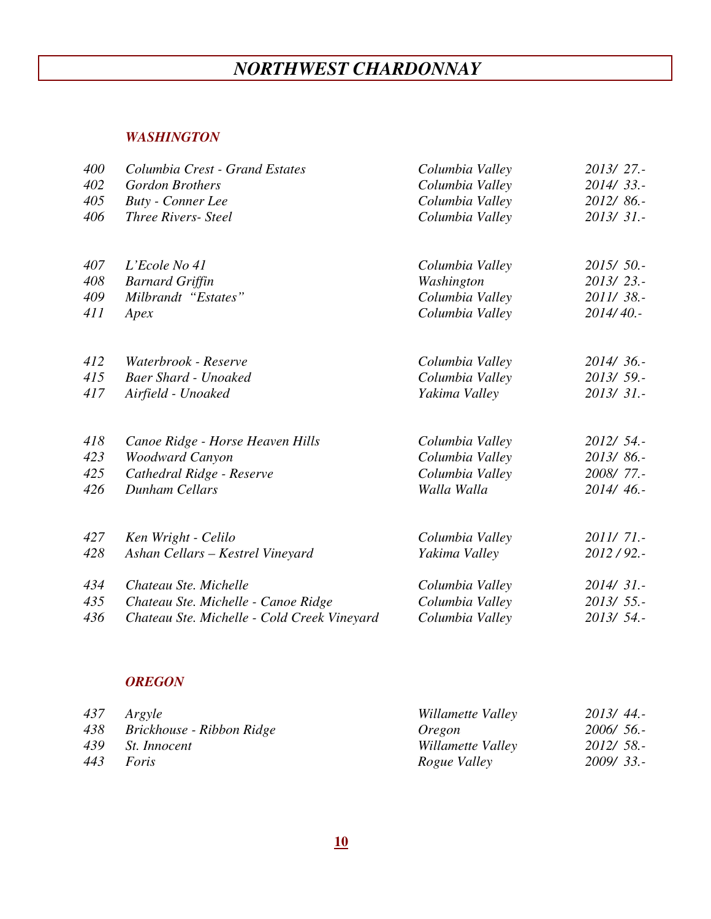# *NORTHWEST CHARDONNAY*

## *WASHINGTON*

| | | | |
|---|---|---|---|
| 400 | Columbia Crest - Grand Estates | Columbia Valley | 2013/ 27.- |
| 402 | Gordon Brothers | Columbia Valley | 2014/ 33.- |
| 405 | Buty - Conner Lee | Columbia Valley | 2012/ 86.- |
| 406 | Three Rivers- Steel | Columbia Valley | 2013/ 31.- |
| 407 | L'Ecole No 41 | Columbia Valley | 2015/ 50.- |
| 408 | Barnard Griffin | Washington | 2013/ 23.- |
| 409 | Milbrandt "Estates" | Columbia Valley | 2011/ 38.- |
| 411 | Apex | Columbia Valley | 2014/ 40.- |
| 412 | Waterbrook - Reserve | Columbia Valley | 2014/ 36.- |
| 415 | Baer Shard - Unoaked | Columbia Valley | 2013/ 59.- |
| 417 | Airfield - Unoaked | Yakima Valley | 2013/ 31.- |
| 418 | Canoe Ridge - Horse Heaven Hills | Columbia Valley | 2012/ 54.- |
| 423 | Woodward Canyon | Columbia Valley | 2013/ 86.- |
| 425 | Cathedral Ridge - Reserve | Columbia Valley | 2008/ 77.- |
| 426 | Dunham Cellars | Walla Walla | 2014/ 46.- |
| 427 | Ken Wright - Celilo | Columbia Valley | 2011/ 71.- |
| 428 | Ashan Cellars – Kestrel Vineyard | Yakima Valley | 2012 / 92.- |
| 434 | Chateau Ste. Michelle | Columbia Valley | 2014/ 31.- |
| 435 | Chateau Ste. Michelle - Canoe Ridge | Columbia Valley | 2013/ 55.- |
| 436 | Chateau Ste. Michelle - Cold Creek Vineyard | Columbia Valley | 2013/ 54.- |

## *OREGON*

| | | | |
|---|---|---|---|
| 437 | Argyle | Willamette Valley | 2013/ 44.- |
| 438 | Brickhouse - Ribbon Ridge | Oregon | 2006/ 56.- |
| 439 | St. Innocent | Willamette Valley | 2012/ 58.- |
| 443 | Foris | Rogue Valley | 2009/ 33.- |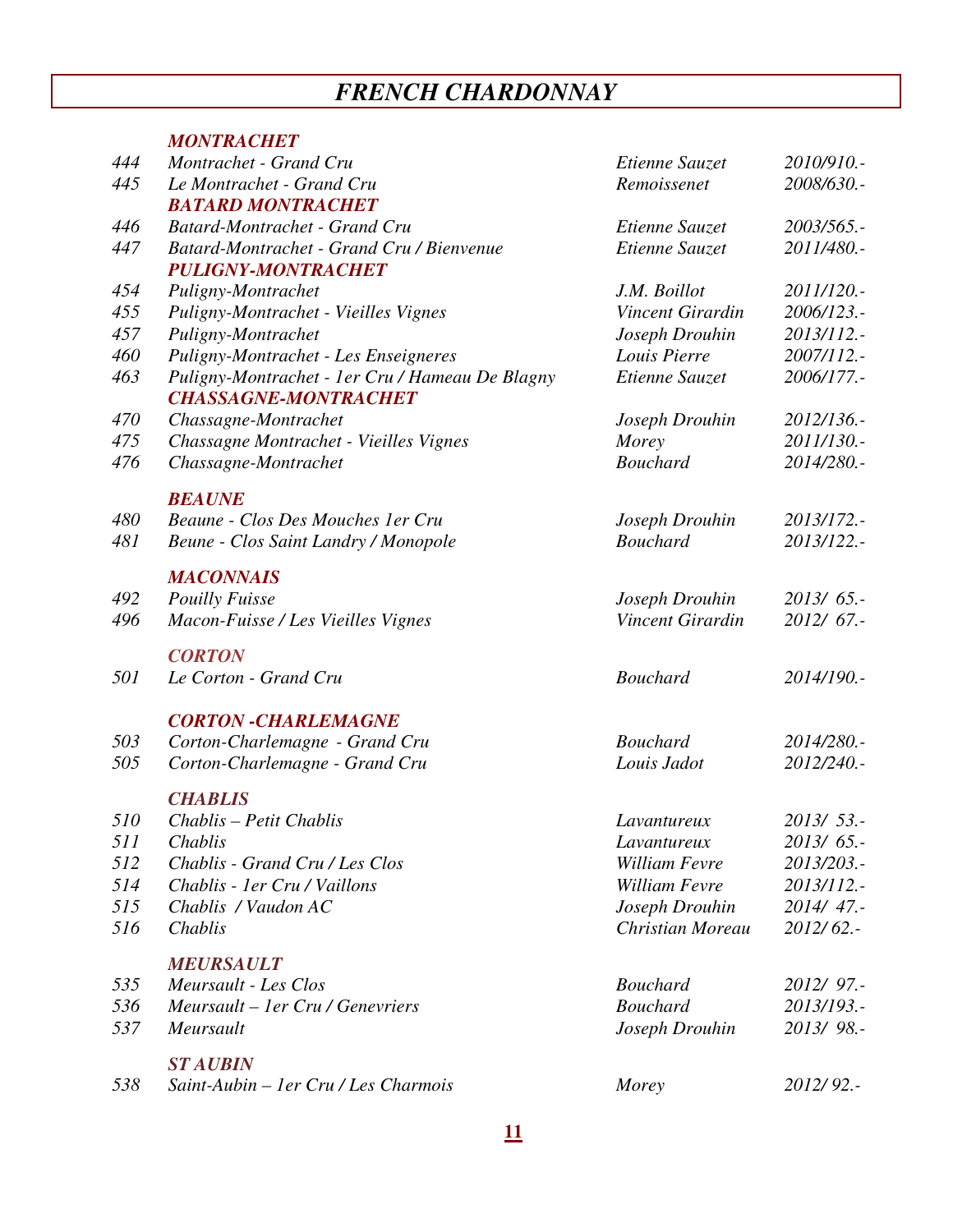# *FRENCH CHARDONNAY*

***MONTRACHET***

| | | | |
|---|---|---|---|
| 444 | *Montrachet - Grand Cru* | *Etienne Sauzet* | *2010/910.-* |
| 445 | *Le Montrachet - Grand Cru* | *Remoissenet* | *2008/630.-* |

***BATARD MONTRACHET***

| | | | |
|---|---|---|---|
| 446 | *Batard-Montrachet - Grand Cru* | *Etienne Sauzet* | *2003/565.-* |
| 447 | *Batard-Montrachet - Grand Cru / Bienvenue* | *Etienne Sauzet* | *2011/480.-* |

***PULIGNY-MONTRACHET***

| | | | |
|---|---|---|---|
| 454 | *Puligny-Montrachet* | *J.M. Boillot* | *2011/120.-* |
| 455 | *Puligny-Montrachet - Vieilles Vignes* | *Vincent Girardin* | *2006/123.-* |
| 457 | *Puligny-Montrachet* | *Joseph Drouhin* | *2013/112.-* |
| 460 | *Puligny-Montrachet - Les Enseigneres* | *Louis Pierre* | *2007/112.-* |
| 463 | *Puligny-Montrachet - 1er Cru / Hameau De Blagny* | *Etienne Sauzet* | *2006/177.-* |

***CHASSAGNE-MONTRACHET***

| | | | |
|---|---|---|---|
| 470 | *Chassagne-Montrachet* | *Joseph Drouhin* | *2012/136.-* |
| 475 | *Chassagne Montrachet - Vieilles Vignes* | *Morey* | *2011/130.-* |
| 476 | *Chassagne-Montrachet* | *Bouchard* | *2014/280.-* |

***BEAUNE***

| | | | |
|---|---|---|---|
| 480 | *Beaune - Clos Des Mouches 1er Cru* | *Joseph Drouhin* | *2013/172.-* |
| 481 | *Beune - Clos Saint Landry / Monopole* | *Bouchard* | *2013/122.-* |

***MACONNAIS***

| | | | |
|---|---|---|---|
| 492 | *Pouilly Fuisse* | *Joseph Drouhin* | *2013/ 65.-* |
| 496 | *Macon-Fuisse / Les Vieilles Vignes* | *Vincent Girardin* | *2012/ 67.-* |

***CORTON***

| | | | |
|---|---|---|---|
| 501 | *Le Corton - Grand Cru* | *Bouchard* | *2014/190.-* |

***CORTON -CHARLEMAGNE***

| | | | |
|---|---|---|---|
| 503 | *Corton-Charlemagne - Grand Cru* | *Bouchard* | *2014/280.-* |
| 505 | *Corton-Charlemagne - Grand Cru* | *Louis Jadot* | *2012/240.-* |

***CHABLIS***

| | | | |
|---|---|---|---|
| 510 | *Chablis – Petit Chablis* | *Lavantureux* | *2013/ 53.-* |
| 511 | *Chablis* | *Lavantureux* | *2013/ 65.-* |
| 512 | *Chablis - Grand Cru / Les Clos* | *William Fevre* | *2013/203.-* |
| 514 | *Chablis - 1er Cru / Vaillons* | *William Fevre* | *2013/112.-* |
| 515 | *Chablis / Vaudon AC* | *Joseph Drouhin* | *2014/ 47.-* |
| 516 | *Chablis* | *Christian Moreau* | *2012/ 62.-* |

***MEURSAULT***

| | | | |
|---|---|---|---|
| 535 | *Meursault - Les Clos* | *Bouchard* | *2012/ 97.-* |
| 536 | *Meursault – 1er Cru / Genevriers* | *Bouchard* | *2013/193.-* |
| 537 | *Meursault* | *Joseph Drouhin* | *2013/ 98.-* |

***ST AUBIN***

| | | | |
|---|---|---|---|
| 538 | *Saint-Aubin – 1er Cru / Les Charmois* | *Morey* | *2012/ 92.-* |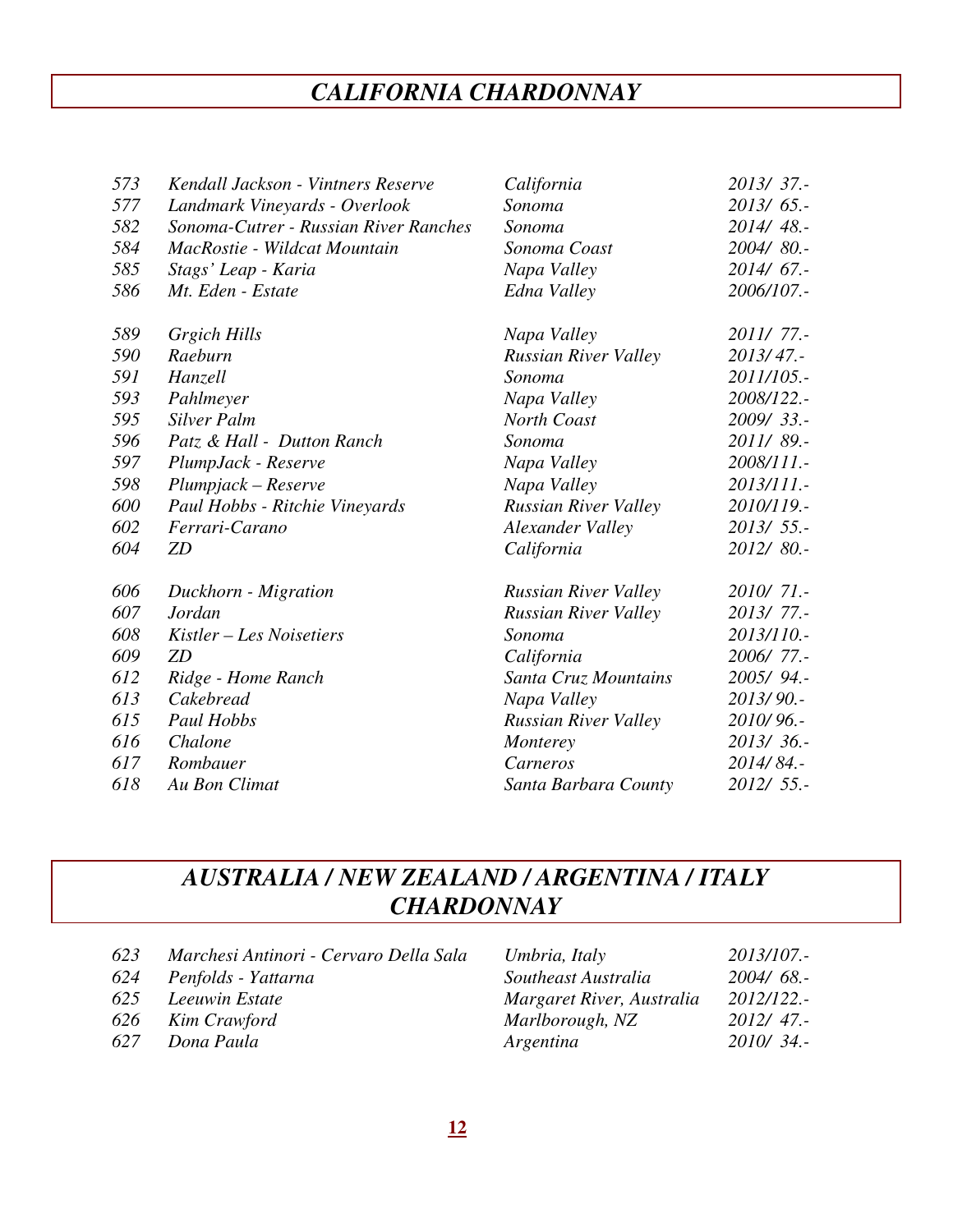# *CALIFORNIA CHARDONNAY*

| | | | |
|---|---|---|---|
| *573* | *Kendall Jackson - Vintners Reserve* | *California* | *2013/ 37.-* |
| *577* | *Landmark Vineyards - Overlook* | *Sonoma* | *2013/ 65.-* |
| *582* | *Sonoma-Cutrer - Russian River Ranches* | *Sonoma* | *2014/ 48.-* |
| *584* | *MacRostie - Wildcat Mountain* | *Sonoma Coast* | *2004/ 80.-* |
| *585* | *Stags' Leap - Karia* | *Napa Valley* | *2014/ 67.-* |
| *586* | *Mt. Eden - Estate* | *Edna Valley* | *2006/107.-* |
| *589* | *Grgich Hills* | *Napa Valley* | *2011/ 77.-* |
| *590* | *Raeburn* | *Russian River Valley* | *2013/ 47.-* |
| *591* | *Hanzell* | *Sonoma* | *2011/105.-* |
| *593* | *Pahlmeyer* | *Napa Valley* | *2008/122.-* |
| *595* | *Silver Palm* | *North Coast* | *2009/ 33.-* |
| *596* | *Patz & Hall - Dutton Ranch* | *Sonoma* | *2011/ 89.-* |
| *597* | *PlumpJack - Reserve* | *Napa Valley* | *2008/111.-* |
| *598* | *Plumpjack – Reserve* | *Napa Valley* | *2013/111.-* |
| *600* | *Paul Hobbs - Ritchie Vineyards* | *Russian River Valley* | *2010/119.-* |
| *602* | *Ferrari-Carano* | *Alexander Valley* | *2013/ 55.-* |
| *604* | *ZD* | *California* | *2012/ 80.-* |
| *606* | *Duckhorn - Migration* | *Russian River Valley* | *2010/ 71.-* |
| *607* | *Jordan* | *Russian River Valley* | *2013/ 77.-* |
| *608* | *Kistler – Les Noisetiers* | *Sonoma* | *2013/110.-* |
| *609* | *ZD* | *California* | *2006/ 77.-* |
| *612* | *Ridge - Home Ranch* | *Santa Cruz Mountains* | *2005/ 94.-* |
| *613* | *Cakebread* | *Napa Valley* | *2013/ 90.-* |
| *615* | *Paul Hobbs* | *Russian River Valley* | *2010/ 96.-* |
| *616* | *Chalone* | *Monterey* | *2013/ 36.-* |
| *617* | *Rombauer* | *Carneros* | *2014/ 84.-* |
| *618* | *Au Bon Climat* | *Santa Barbara County* | *2012/ 55.-* |

# *AUSTRALIA / NEW ZEALAND / ARGENTINA / ITALY CHARDONNAY*

| | | | |
|---|---|---|---|
| *623* | *Marchesi Antinori - Cervaro Della Sala* | *Umbria, Italy* | *2013/107.-* |
| *624* | *Penfolds - Yattarna* | *Southeast Australia* | *2004/ 68.-* |
| *625* | *Leeuwin Estate* | *Margaret River, Australia* | *2012/122.-* |
| *626* | *Kim Crawford* | *Marlborough, NZ* | *2012/ 47.-* |
| *627* | *Dona Paula* | *Argentina* | *2010/ 34.-* |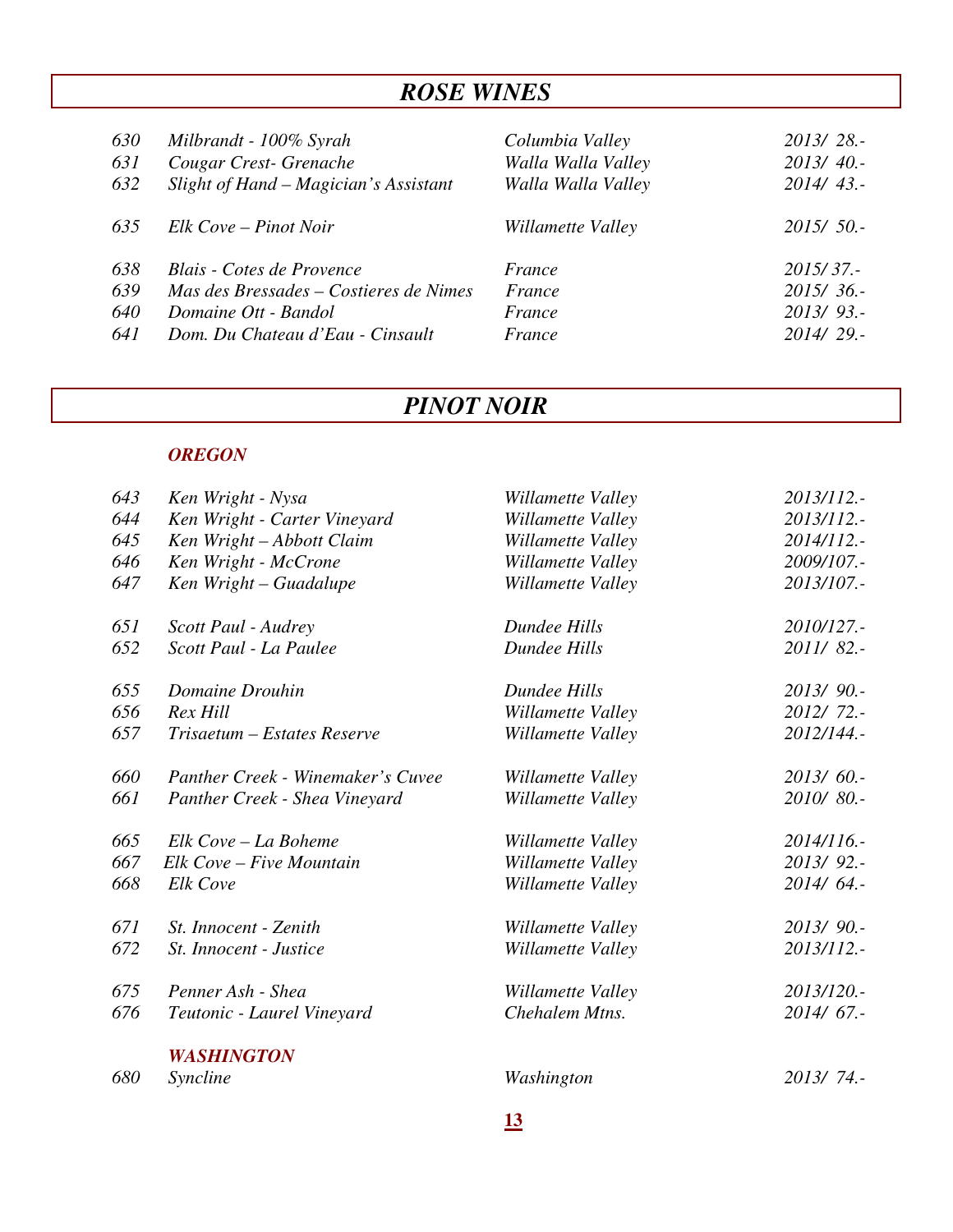# *ROSE WINES*

| | | | |
|---|---|---|---|
| *630* | *Milbrandt - 100% Syrah* | *Columbia Valley* | *2013/ 28.-* |
| *631* | *Cougar Crest- Grenache* | *Walla Walla Valley* | *2013/ 40.-* |
| *632* | *Slight of Hand – Magician's Assistant* | *Walla Walla Valley* | *2014/ 43.-* |
| *635* | *Elk Cove – Pinot Noir* | *Willamette Valley* | *2015/ 50.-* |
| *638* | *Blais - Cotes de Provence* | *France* | *2015/ 37.-* |
| *639* | *Mas des Bressades – Costieres de Nimes* | *France* | *2015/ 36.-* |
| *640* | *Domaine Ott - Bandol* | *France* | *2013/ 93.-* |
| *641* | *Dom. Du Chateau d'Eau - Cinsault* | *France* | *2014/ 29.-* |

# *PINOT NOIR*

### *OREGON*

| | | | |
|---|---|---|---|
| *643* | *Ken Wright - Nysa* | *Willamette Valley* | *2013/112.-* |
| *644* | *Ken Wright - Carter Vineyard* | *Willamette Valley* | *2013/112.-* |
| *645* | *Ken Wright – Abbott Claim* | *Willamette Valley* | *2014/112.-* |
| *646* | *Ken Wright - McCrone* | *Willamette Valley* | *2009/107.-* |
| *647* | *Ken Wright – Guadalupe* | *Willamette Valley* | *2013/107.-* |
| *651* | *Scott Paul - Audrey* | *Dundee Hills* | *2010/127.-* |
| *652* | *Scott Paul - La Paulee* | *Dundee Hills* | *2011/ 82.-* |
| *655* | *Domaine Drouhin* | *Dundee Hills* | *2013/ 90.-* |
| *656* | *Rex Hill* | *Willamette Valley* | *2012/ 72.-* |
| *657* | *Trisaetum – Estates Reserve* | *Willamette Valley* | *2012/144.-* |
| *660* | *Panther Creek - Winemaker's Cuvee* | *Willamette Valley* | *2013/ 60.-* |
| *661* | *Panther Creek - Shea Vineyard* | *Willamette Valley* | *2010/ 80.-* |
| *665* | *Elk Cove – La Boheme* | *Willamette Valley* | *2014/116.-* |
| *667* | *Elk Cove – Five Mountain* | *Willamette Valley* | *2013/ 92.-* |
| *668* | *Elk Cove* | *Willamette Valley* | *2014/ 64.-* |
| *671* | *St. Innocent - Zenith* | *Willamette Valley* | *2013/ 90.-* |
| *672* | *St. Innocent - Justice* | *Willamette Valley* | *2013/112.-* |
| *675* | *Penner Ash - Shea* | *Willamette Valley* | *2013/120.-* |
| *676* | *Teutonic - Laurel Vineyard* | *Chehalem Mtns.* | *2014/ 67.-* |

### *WASHINGTON*

| | | | |
|---|---|---|---|
| *680* | *Syncline* | *Washington* | *2013/ 74.-* |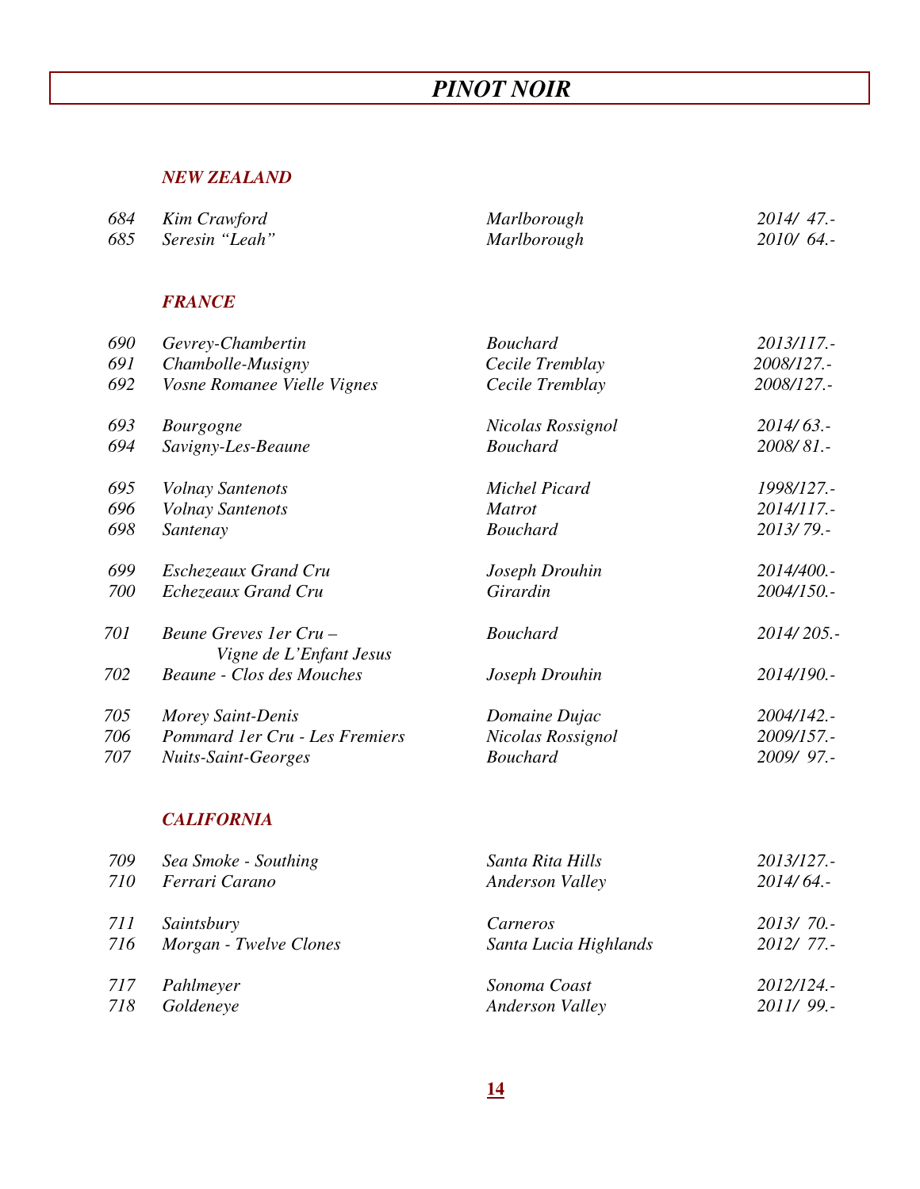# *PINOT NOIR*

### *NEW ZEALAND*

| | | | |
|---|---|---|---|
| 684 | Kim Crawford | Marlborough | 2014/ 47.- |
| 685 | Seresin "Leah" | Marlborough | 2010/ 64.- |

### *FRANCE*

| | | | |
|---|---|---|---|
| 690 | Gevrey-Chambertin | Bouchard | 2013/117.- |
| 691 | Chambolle-Musigny | Cecile Tremblay | 2008/127.- |
| 692 | Vosne Romanee Vielle Vignes | Cecile Tremblay | 2008/127.- |
| 693 | Bourgogne | Nicolas Rossignol | 2014/ 63.- |
| 694 | Savigny-Les-Beaune | Bouchard | 2008/ 81.- |
| 695 | Volnay Santenots | Michel Picard | 1998/127.- |
| 696 | Volnay Santenots | Matrot | 2014/117.- |
| 698 | Santenay | Bouchard | 2013/ 79.- |
| 699 | Eschezeaux Grand Cru | Joseph Drouhin | 2014/400.- |
| 700 | Echezeaux Grand Cru | Girardin | 2004/150.- |
| 701 | Beune Greves 1er Cru – Vigne de L'Enfant Jesus | Bouchard | 2014/ 205.- |
| 702 | Beaune - Clos des Mouches | Joseph Drouhin | 2014/190.- |
| 705 | Morey Saint-Denis | Domaine Dujac | 2004/142.- |
| 706 | Pommard 1er Cru - Les Fremiers | Nicolas Rossignol | 2009/157.- |
| 707 | Nuits-Saint-Georges | Bouchard | 2009/ 97.- |

### *CALIFORNIA*

| | | | |
|---|---|---|---|
| 709 | Sea Smoke - Southing | Santa Rita Hills | 2013/127.- |
| 710 | Ferrari Carano | Anderson Valley | 2014/ 64.- |
| 711 | Saintsbury | Carneros | 2013/ 70.- |
| 716 | Morgan - Twelve Clones | Santa Lucia Highlands | 2012/ 77.- |
| 717 | Pahlmeyer | Sonoma Coast | 2012/124.- |
| 718 | Goldeneye | Anderson Valley | 2011/ 99.- |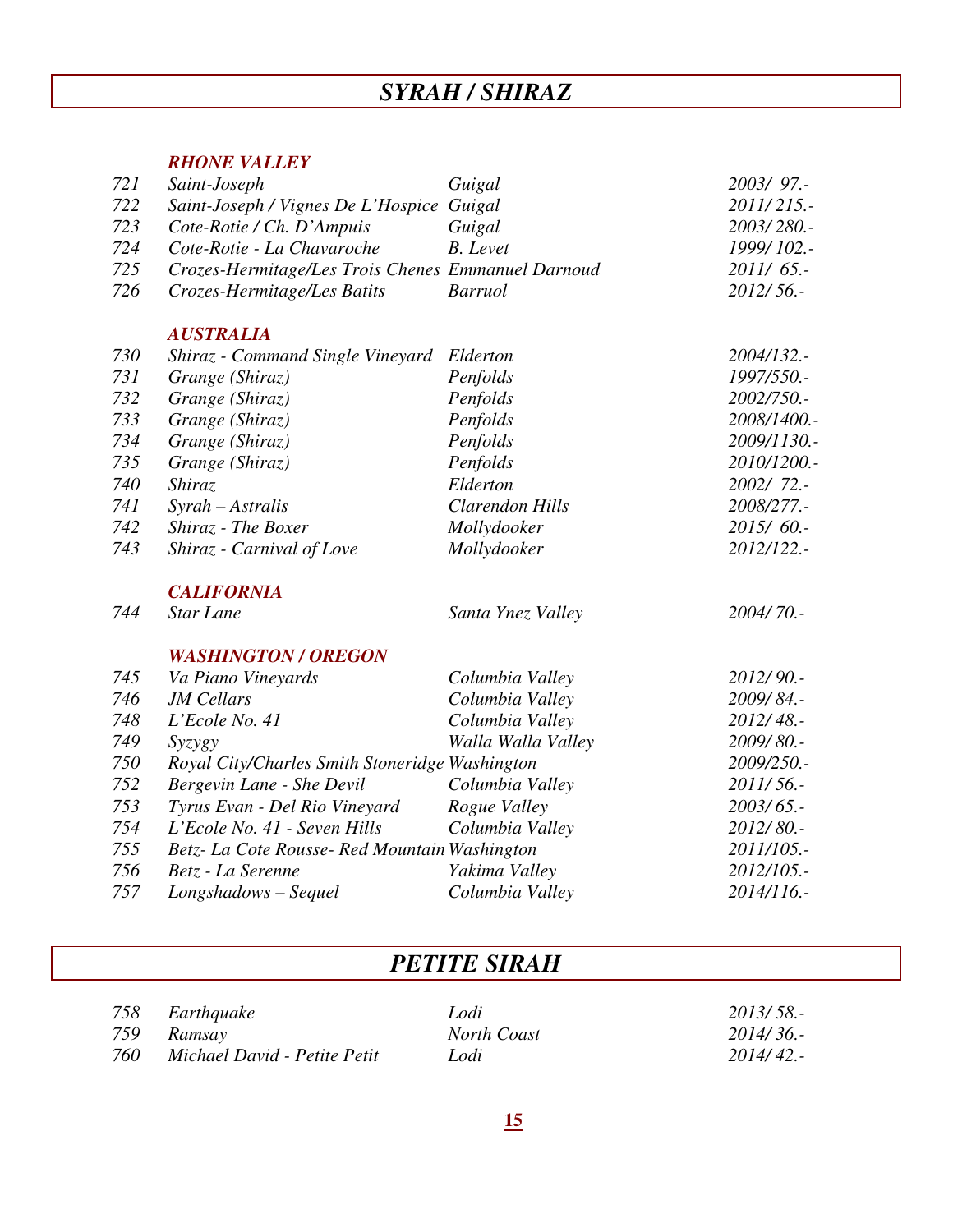# *SYRAH / SHIRAZ*

### *RHONE VALLEY*

| | | | |
|---|---|---|---|
| 721 | *Saint-Joseph* | *Guigal* | *2003/ 97.-* |
| 722 | *Saint-Joseph / Vignes De L'Hospice* | *Guigal* | *2011/215.-* |
| 723 | *Cote-Rotie / Ch. D'Ampuis* | *Guigal* | *2003/280.-* |
| 724 | *Cote-Rotie - La Chavaroche* | *B. Levet* | *1999/102.-* |
| 725 | *Crozes-Hermitage/Les Trois Chenes* | *Emmanuel Darnoud* | *2011/ 65.-* |
| 726 | *Crozes-Hermitage/Les Batits* | *Barruol* | *2012/56.-* |

### *AUSTRALIA*

| | | | |
|---|---|---|---|
| 730 | *Shiraz - Command Single Vineyard* | *Elderton* | *2004/132.-* |
| 731 | *Grange (Shiraz)* | *Penfolds* | *1997/550.-* |
| 732 | *Grange (Shiraz)* | *Penfolds* | *2002/750.-* |
| 733 | *Grange (Shiraz)* | *Penfolds* | *2008/1400.-* |
| 734 | *Grange (Shiraz)* | *Penfolds* | *2009/1130.-* |
| 735 | *Grange (Shiraz)* | *Penfolds* | *2010/1200.-* |
| 740 | *Shiraz* | *Elderton* | *2002/ 72.-* |
| 741 | *Syrah – Astralis* | *Clarendon Hills* | *2008/277.-* |
| 742 | *Shiraz - The Boxer* | *Mollydooker* | *2015/ 60.-* |
| 743 | *Shiraz - Carnival of Love* | *Mollydooker* | *2012/122.-* |

### *CALIFORNIA*

| | | | |
|---|---|---|---|
| 744 | *Star Lane* | *Santa Ynez Valley* | *2004/70.-* |

### *WASHINGTON / OREGON*

| | | | |
|---|---|---|---|
| 745 | *Va Piano Vineyards* | *Columbia Valley* | *2012/90.-* |
| 746 | *JM Cellars* | *Columbia Valley* | *2009/84.-* |
| 748 | *L'Ecole No. 41* | *Columbia Valley* | *2012/48.-* |
| 749 | *Syzygy* | *Walla Walla Valley* | *2009/80.-* |
| 750 | *Royal City/Charles Smith Stoneridge* | *Washington* | *2009/250.-* |
| 752 | *Bergevin Lane - She Devil* | *Columbia Valley* | *2011/56.-* |
| 753 | *Tyrus Evan - Del Rio Vineyard* | *Rogue Valley* | *2003/65.-* |
| 754 | *L'Ecole No. 41 - Seven Hills* | *Columbia Valley* | *2012/80.-* |
| 755 | *Betz- La Cote Rousse- Red Mountain* | *Washington* | *2011/105.-* |
| 756 | *Betz - La Serenne* | *Yakima Valley* | *2012/105.-* |
| 757 | *Longshadows – Sequel* | *Columbia Valley* | *2014/116.-* |

# *PETITE SIRAH*

| | | | |
|---|---|---|---|
| 758 | *Earthquake* | *Lodi* | *2013/58.-* |
| 759 | *Ramsay* | *North Coast* | *2014/36.-* |
| 760 | *Michael David - Petite Petit* | *Lodi* | *2014/42.-* |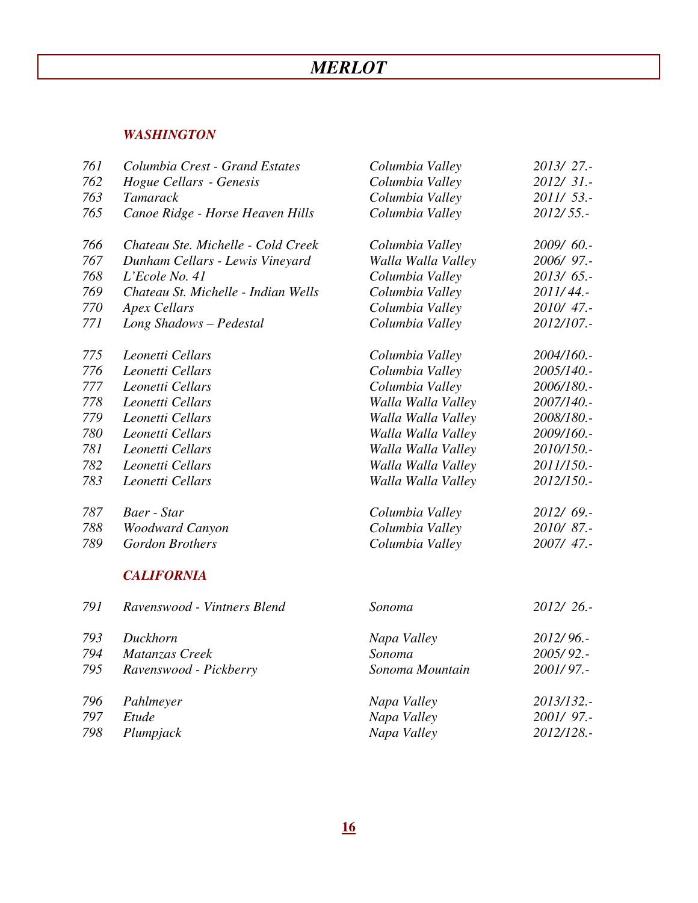# *MERLOT*

### *WASHINGTON*

| | | | |
|---|---|---|---|
| 761 | Columbia Crest - Grand Estates | Columbia Valley | 2013/ 27.- |
| 762 | Hogue Cellars - Genesis | Columbia Valley | 2012/ 31.- |
| 763 | Tamarack | Columbia Valley | 2011/ 53.- |
| 765 | Canoe Ridge - Horse Heaven Hills | Columbia Valley | 2012/ 55.- |
| 766 | Chateau Ste. Michelle - Cold Creek | Columbia Valley | 2009/ 60.- |
| 767 | Dunham Cellars - Lewis Vineyard | Walla Walla Valley | 2006/ 97.- |
| 768 | L'Ecole No. 41 | Columbia Valley | 2013/ 65.- |
| 769 | Chateau St. Michelle - Indian Wells | Columbia Valley | 2011/ 44.- |
| 770 | Apex Cellars | Columbia Valley | 2010/ 47.- |
| 771 | Long Shadows – Pedestal | Columbia Valley | 2012/107.- |
| 775 | Leonetti Cellars | Columbia Valley | 2004/160.- |
| 776 | Leonetti Cellars | Columbia Valley | 2005/140.- |
| 777 | Leonetti Cellars | Columbia Valley | 2006/180.- |
| 778 | Leonetti Cellars | Walla Walla Valley | 2007/140.- |
| 779 | Leonetti Cellars | Walla Walla Valley | 2008/180.- |
| 780 | Leonetti Cellars | Walla Walla Valley | 2009/160.- |
| 781 | Leonetti Cellars | Walla Walla Valley | 2010/150.- |
| 782 | Leonetti Cellars | Walla Walla Valley | 2011/150.- |
| 783 | Leonetti Cellars | Walla Walla Valley | 2012/150.- |
| 787 | Baer - Star | Columbia Valley | 2012/ 69.- |
| 788 | Woodward Canyon | Columbia Valley | 2010/ 87.- |
| 789 | Gordon Brothers | Columbia Valley | 2007/ 47.- |

### *CALIFORNIA*

| | | | |
|---|---|---|---|
| 791 | Ravenswood - Vintners Blend | Sonoma | 2012/ 26.- |
| 793 | Duckhorn | Napa Valley | 2012/ 96.- |
| 794 | Matanzas Creek | Sonoma | 2005/ 92.- |
| 795 | Ravenswood - Pickberry | Sonoma Mountain | 2001/ 97.- |
| 796 | Pahlmeyer | Napa Valley | 2013/132.- |
| 797 | Etude | Napa Valley | 2001/ 97.- |
| 798 | Plumpjack | Napa Valley | 2012/128.- |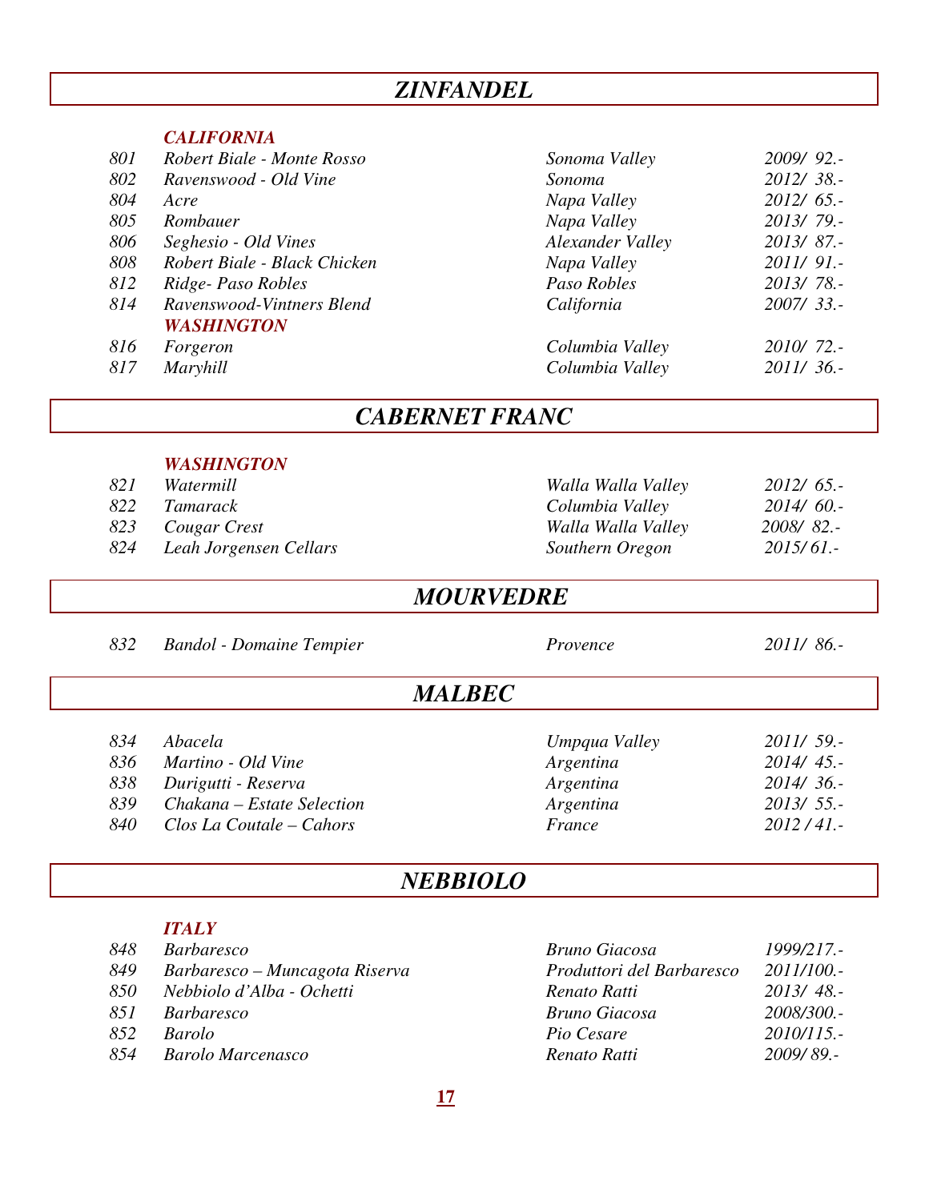## *ZINFANDEL*

*CALIFORNIA*

| | | | |
|---|---|---|---|
| *801* | *Robert Biale - Monte Rosso* | *Sonoma Valley* | *2009/ 92.-* |
| *802* | *Ravenswood - Old Vine* | *Sonoma* | *2012/ 38.-* |
| *804* | *Acre* | *Napa Valley* | *2012/ 65.-* |
| *805* | *Rombauer* | *Napa Valley* | *2013/ 79.-* |
| *806* | *Seghesio - Old Vines* | *Alexander Valley* | *2013/ 87.-* |
| *808* | *Robert Biale - Black Chicken* | *Napa Valley* | *2011/ 91.-* |
| *812* | *Ridge- Paso Robles* | *Paso Robles* | *2013/ 78.-* |
| *814* | *Ravenswood-Vintners Blend* | *California* | *2007/ 33.-* |

*WASHINGTON*

| | | | |
|---|---|---|---|
| *816* | *Forgeron* | *Columbia Valley* | *2010/ 72.-* |
| *817* | *Maryhill* | *Columbia Valley* | *2011/ 36.-* |

## *CABERNET FRANC*

*WASHINGTON*

| | | | |
|---|---|---|---|
| *821* | *Watermill* | *Walla Walla Valley* | *2012/ 65.-* |
| *822* | *Tamarack* | *Columbia Valley* | *2014/ 60.-* |
| *823* | *Cougar Crest* | *Walla Walla Valley* | *2008/ 82.-* |
| *824* | *Leah Jorgensen Cellars* | *Southern Oregon* | *2015/61.-* |

## *MOURVEDRE*

| | | | |
|---|---|---|---|
| *832* | *Bandol - Domaine Tempier* | *Provence* | *2011/ 86.-* |

## *MALBEC*

| | | | |
|---|---|---|---|
| *834* | *Abacela* | *Umpqua Valley* | *2011/ 59.-* |
| *836* | *Martino - Old Vine* | *Argentina* | *2014/ 45.-* |
| *838* | *Durigutti - Reserva* | *Argentina* | *2014/ 36.-* |
| *839* | *Chakana – Estate Selection* | *Argentina* | *2013/ 55.-* |
| *840* | *Clos La Coutale – Cahors* | *France* | *2012 / 41.-* |

## *NEBBIOLO*

*ITALY*

| | | | |
|---|---|---|---|
| *848* | *Barbaresco* | *Bruno Giacosa* | *1999/217.-* |
| *849* | *Barbaresco – Muncagota Riserva* | *Produttori del Barbaresco* | *2011/100.-* |
| *850* | *Nebbiolo d'Alba - Ochetti* | *Renato Ratti* | *2013/ 48.-* |
| *851* | *Barbaresco* | *Bruno Giacosa* | *2008/300.-* |
| *852* | *Barolo* | *Pio Cesare* | *2010/115.-* |
| *854* | *Barolo Marcenasco* | *Renato Ratti* | *2009/ 89.-* |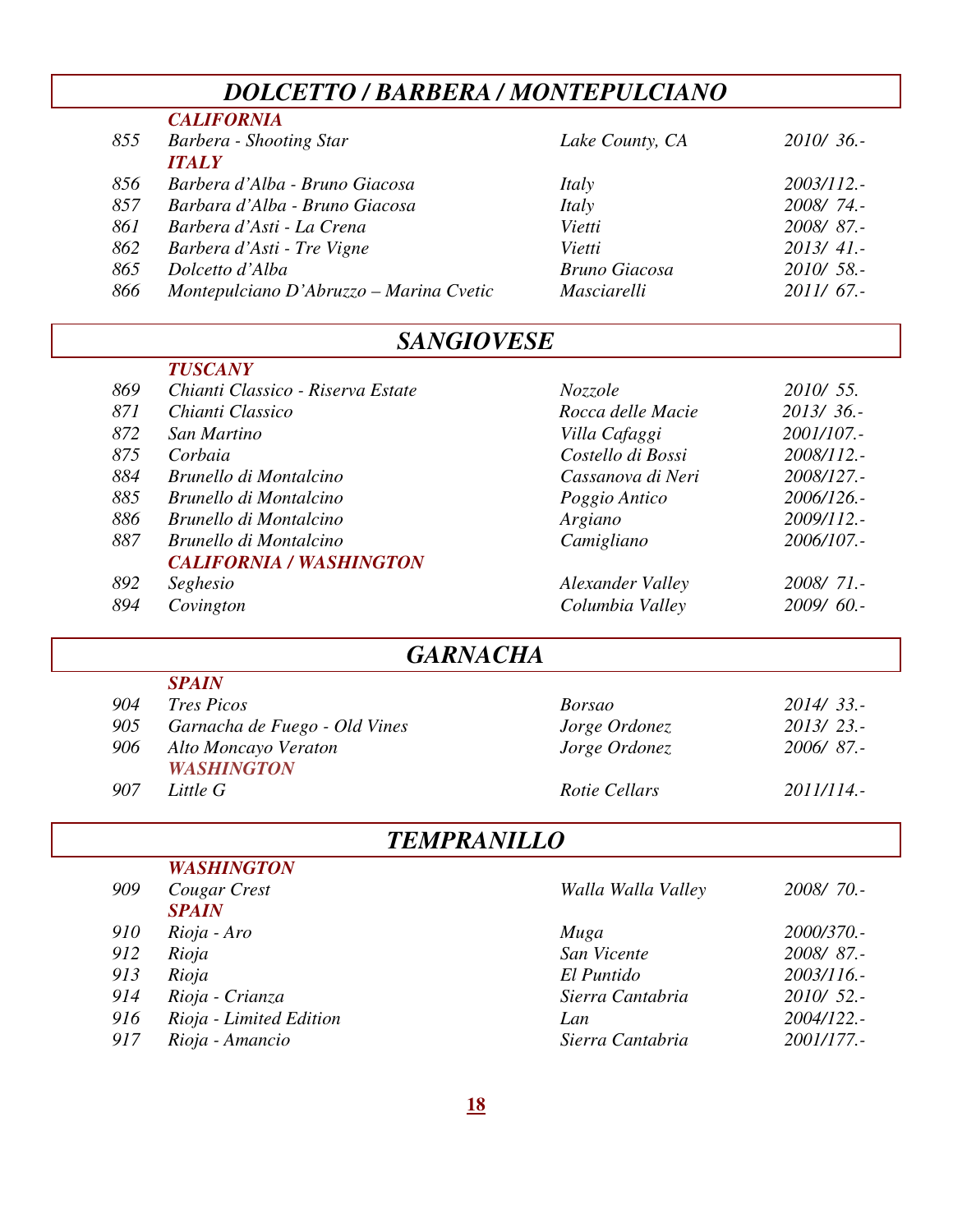## *DOLCETTO / BARBERA / MONTEPULCIANO*

| | | | |
|---|---|---|---|
| | ***CALIFORNIA*** | | |
| *855* | *Barbera - Shooting Star* | *Lake County, CA* | *2010/ 36.-* |
| | ***ITALY*** | | |
| *856* | *Barbera d'Alba - Bruno Giacosa* | *Italy* | *2003/112.-* |
| *857* | *Barbara d'Alba - Bruno Giacosa* | *Italy* | *2008/ 74.-* |
| *861* | *Barbera d'Asti - La Crena* | *Vietti* | *2008/ 87.-* |
| *862* | *Barbera d'Asti - Tre Vigne* | *Vietti* | *2013/ 41.-* |
| *865* | *Dolcetto d'Alba* | *Bruno Giacosa* | *2010/ 58.-* |
| *866* | *Montepulciano D'Abruzzo – Marina Cvetic* | *Masciarelli* | *2011/ 67.-* |

## *SANGIOVESE*

| | | | |
|---|---|---|---|
| | ***TUSCANY*** | | |
| *869* | *Chianti Classico - Riserva Estate* | *Nozzole* | *2010/ 55.* |
| *871* | *Chianti Classico* | *Rocca delle Macie* | *2013/ 36.-* |
| *872* | *San Martino* | *Villa Cafaggi* | *2001/107.-* |
| *875* | *Corbaia* | *Costello di Bossi* | *2008/112.-* |
| *884* | *Brunello di Montalcino* | *Cassanova di Neri* | *2008/127.-* |
| *885* | *Brunello di Montalcino* | *Poggio Antico* | *2006/126.-* |
| *886* | *Brunello di Montalcino* | *Argiano* | *2009/112.-* |
| *887* | *Brunello di Montalcino* | *Camigliano* | *2006/107.-* |
| | ***CALIFORNIA / WASHINGTON*** | | |
| *892* | *Seghesio* | *Alexander Valley* | *2008/ 71.-* |
| *894* | *Covington* | *Columbia Valley* | *2009/ 60.-* |

## *GARNACHA*

| | | | |
|---|---|---|---|
| | ***SPAIN*** | | |
| *904* | *Tres Picos* | *Borsao* | *2014/ 33.-* |
| *905* | *Garnacha de Fuego - Old Vines* | *Jorge Ordonez* | *2013/ 23.-* |
| *906* | *Alto Moncayo Veraton* | *Jorge Ordonez* | *2006/ 87.-* |
| | ***WASHINGTON*** | | |
| *907* | *Little G* | *Rotie Cellars* | *2011/114.-* |

## *TEMPRANILLO*

| | | | |
|---|---|---|---|
| | ***WASHINGTON*** | | |
| *909* | *Cougar Crest* | *Walla Walla Valley* | *2008/ 70.-* |
| | ***SPAIN*** | | |
| *910* | *Rioja - Aro* | *Muga* | *2000/370.-* |
| *912* | *Rioja* | *San Vicente* | *2008/ 87.-* |
| *913* | *Rioja* | *El Puntido* | *2003/116.-* |
| *914* | *Rioja - Crianza* | *Sierra Cantabria* | *2010/ 52.-* |
| *916* | *Rioja - Limited Edition* | *Lan* | *2004/122.-* |
| *917* | *Rioja - Amancio* | *Sierra Cantabria* | *2001/177.-* |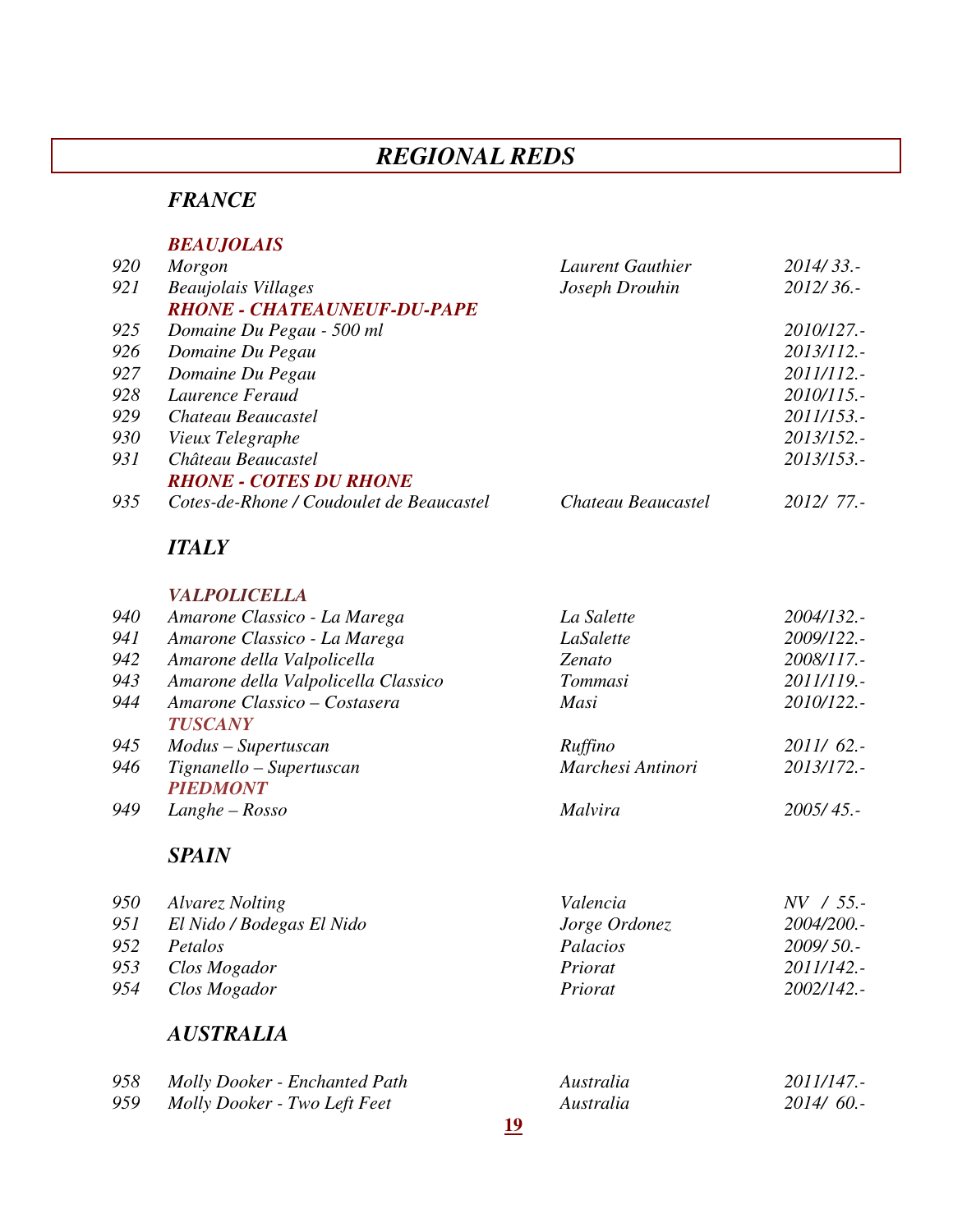# *REGIONAL REDS*

## *FRANCE*

### *BEAUJOLAIS*

| | | | |
|---|---|---|---|
| 920 | *Morgon* | *Laurent Gauthier* | *2014/ 33.-* |
| 921 | *Beaujolais Villages* | *Joseph Drouhin* | *2012/ 36.-* |

### *RHONE - CHATEAUNEUF-DU-PAPE*

| | | | |
|---|---|---|---|
| 925 | *Domaine Du Pegau - 500 ml* | | *2010/127.-* |
| 926 | *Domaine Du Pegau* | | *2013/112.-* |
| 927 | *Domaine Du Pegau* | | *2011/112.-* |
| 928 | *Laurence Feraud* | | *2010/115.-* |
| 929 | *Chateau Beaucastel* | | *2011/153.-* |
| 930 | *Vieux Telegraphe* | | *2013/152.-* |
| 931 | *Château Beaucastel* | | *2013/153.-* |

### *RHONE - COTES DU RHONE*

| | | | |
|---|---|---|---|
| 935 | *Cotes-de-Rhone / Coudoulet de Beaucastel* | *Chateau Beaucastel* | *2012/ 77.-* |

## *ITALY*

### *VALPOLICELLA*

| | | | |
|---|---|---|---|
| 940 | *Amarone Classico - La Marega* | *La Salette* | *2004/132.-* |
| 941 | *Amarone Classico - La Marega* | *LaSalette* | *2009/122.-* |
| 942 | *Amarone della Valpolicella* | *Zenato* | *2008/117.-* |
| 943 | *Amarone della Valpolicella Classico* | *Tommasi* | *2011/119.-* |
| 944 | *Amarone Classico – Costasera* | *Masi* | *2010/122.-* |

### *TUSCANY*

| | | | |
|---|---|---|---|
| 945 | *Modus – Supertuscan* | *Ruffino* | *2011/ 62.-* |
| 946 | *Tignanello – Supertuscan* | *Marchesi Antinori* | *2013/172.-* |

### *PIEDMONT*

| | | | |
|---|---|---|---|
| 949 | *Langhe – Rosso* | *Malvira* | *2005/ 45.-* |

## *SPAIN*

| | | | |
|---|---|---|---|
| 950 | *Alvarez Nolting* | *Valencia* | *NV / 55.-* |
| 951 | *El Nido / Bodegas El Nido* | *Jorge Ordonez* | *2004/200.-* |
| 952 | *Petalos* | *Palacios* | *2009/ 50.-* |
| 953 | *Clos Mogador* | *Priorat* | *2011/142.-* |
| 954 | *Clos Mogador* | *Priorat* | *2002/142.-* |

## *AUSTRALIA*

| | | | |
|---|---|---|---|
| 958 | *Molly Dooker - Enchanted Path* | *Australia* | *2011/147.-* |
| 959 | *Molly Dooker - Two Left Feet* | *Australia* | *2014/ 60.-* |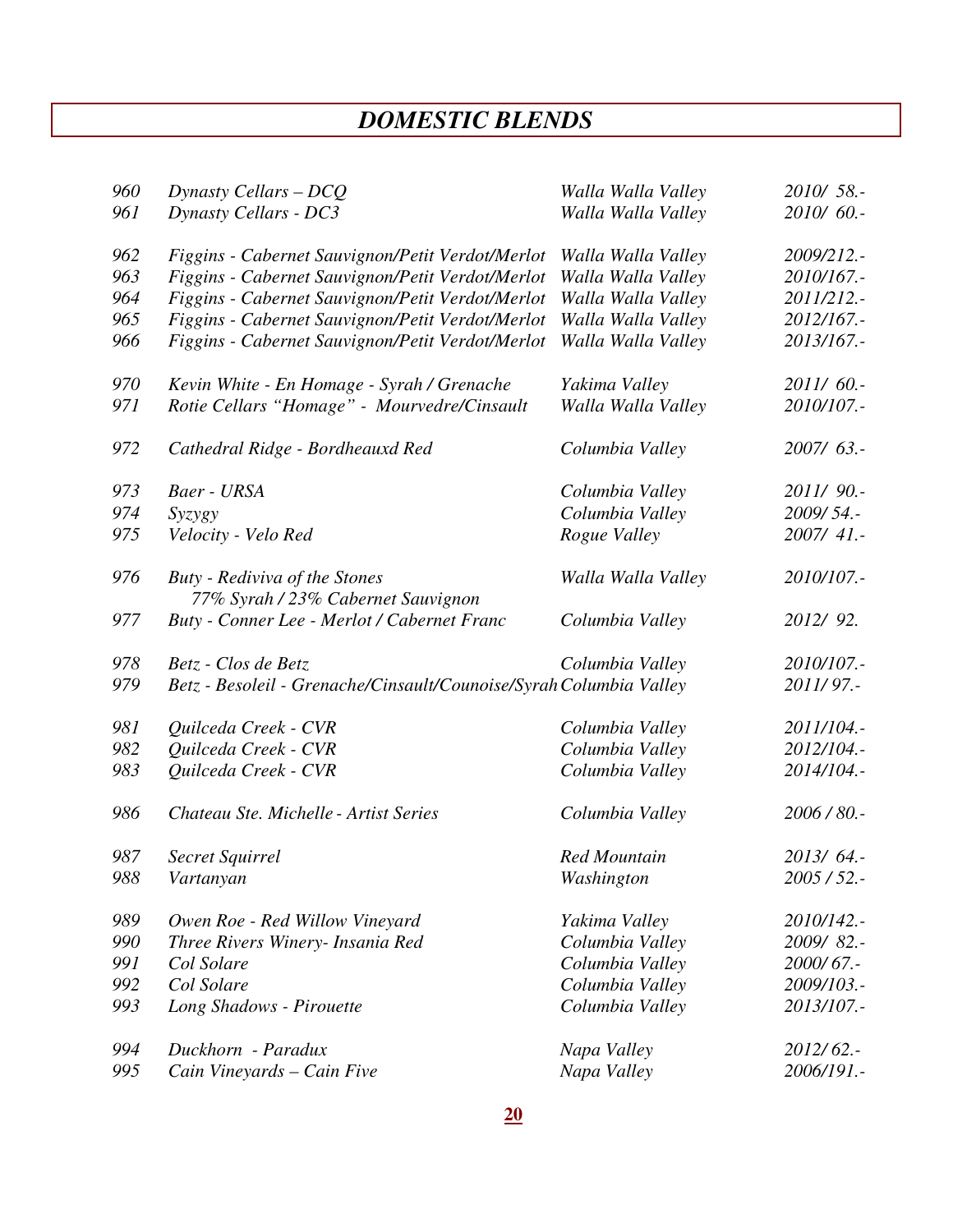# DOMESTIC BLENDS

| | | | |
|---|---|---|---|
| 960 | Dynasty Cellars – DCQ | Walla Walla Valley | 2010/ 58.- |
| 961 | Dynasty Cellars - DC3 | Walla Walla Valley | 2010/ 60.- |
| 962 | Figgins - Cabernet Sauvignon/Petit Verdot/Merlot | Walla Walla Valley | 2009/212.- |
| 963 | Figgins - Cabernet Sauvignon/Petit Verdot/Merlot | Walla Walla Valley | 2010/167.- |
| 964 | Figgins - Cabernet Sauvignon/Petit Verdot/Merlot | Walla Walla Valley | 2011/212.- |
| 965 | Figgins - Cabernet Sauvignon/Petit Verdot/Merlot | Walla Walla Valley | 2012/167.- |
| 966 | Figgins - Cabernet Sauvignon/Petit Verdot/Merlot | Walla Walla Valley | 2013/167.- |
| 970 | Kevin White - En Homage - Syrah / Grenache | Yakima Valley | 2011/ 60.- |
| 971 | Rotie Cellars "Homage" - Mourvedre/Cinsault | Walla Walla Valley | 2010/107.- |
| 972 | Cathedral Ridge - Bordheauxd Red | Columbia Valley | 2007/ 63.- |
| 973 | Baer - URSA | Columbia Valley | 2011/ 90.- |
| 974 | Syzygy | Columbia Valley | 2009/ 54.- |
| 975 | Velocity - Velo Red | Rogue Valley | 2007/ 41.- |
| 976 | Buty - Rediviva of the Stones<br>77% Syrah / 23% Cabernet Sauvignon | Walla Walla Valley | 2010/107.- |
| 977 | Buty - Conner Lee - Merlot / Cabernet Franc | Columbia Valley | 2012/ 92. |
| 978 | Betz - Clos de Betz | Columbia Valley | 2010/107.- |
| 979 | Betz - Besoleil - Grenache/Cinsault/Counoise/Syrah | Columbia Valley | 2011/ 97.- |
| 981 | Quilceda Creek - CVR | Columbia Valley | 2011/104.- |
| 982 | Quilceda Creek - CVR | Columbia Valley | 2012/104.- |
| 983 | Quilceda Creek - CVR | Columbia Valley | 2014/104.- |
| 986 | Chateau Ste. Michelle - Artist Series | Columbia Valley | 2006 / 80.- |
| 987 | Secret Squirrel | Red Mountain | 2013/ 64.- |
| 988 | Vartanyan | Washington | 2005 / 52.- |
| 989 | Owen Roe - Red Willow Vineyard | Yakima Valley | 2010/142.- |
| 990 | Three Rivers Winery- Insania Red | Columbia Valley | 2009/ 82.- |
| 991 | Col Solare | Columbia Valley | 2000/ 67.- |
| 992 | Col Solare | Columbia Valley | 2009/103.- |
| 993 | Long Shadows - Pirouette | Columbia Valley | 2013/107.- |
| 994 | Duckhorn - Paradux | Napa Valley | 2012/ 62.- |
| 995 | Cain Vineyards – Cain Five | Napa Valley | 2006/191.- |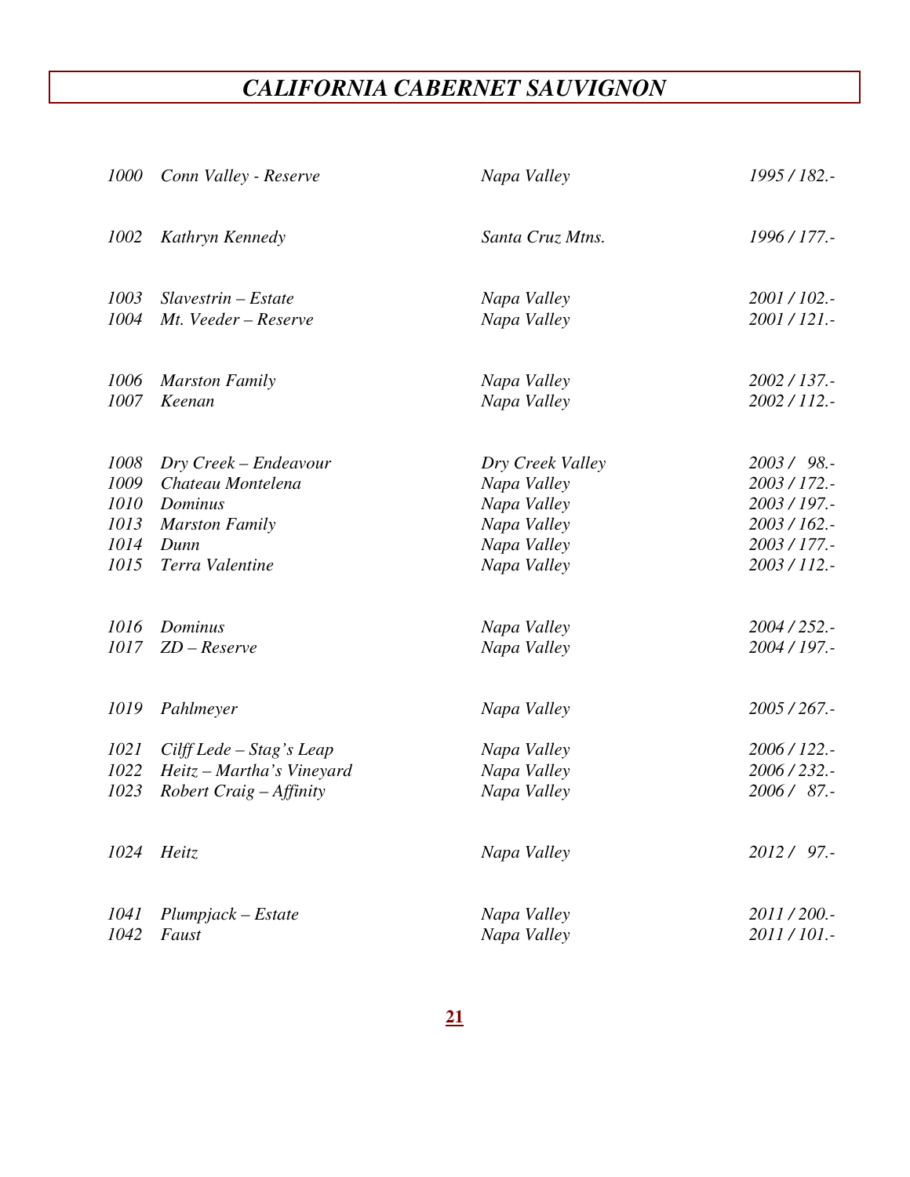# *CALIFORNIA CABERNET SAUVIGNON*

| | | | |
|---|---|---|---|
| *1000* | *Conn Valley - Reserve* | *Napa Valley* | *1995 / 182.-* |
| | | | |
| *1002* | *Kathryn Kennedy* | *Santa Cruz Mtns.* | *1996 / 177.-* |
| | | | |
| *1003* | *Slavestrin – Estate* | *Napa Valley* | *2001 / 102.-* |
| *1004* | *Mt. Veeder – Reserve* | *Napa Valley* | *2001 / 121.-* |
| | | | |
| *1006* | *Marston Family* | *Napa Valley* | *2002 / 137.-* |
| *1007* | *Keenan* | *Napa Valley* | *2002 / 112.-* |
| | | | |
| *1008* | *Dry Creek – Endeavour* | *Dry Creek Valley* | *2003 / 98.-* |
| *1009* | *Chateau Montelena* | *Napa Valley* | *2003 / 172.-* |
| *1010* | *Dominus* | *Napa Valley* | *2003 / 197.-* |
| *1013* | *Marston Family* | *Napa Valley* | *2003 / 162.-* |
| *1014* | *Dunn* | *Napa Valley* | *2003 / 177.-* |
| *1015* | *Terra Valentine* | *Napa Valley* | *2003 / 112.-* |
| | | | |
| *1016* | *Dominus* | *Napa Valley* | *2004 / 252.-* |
| *1017* | *ZD – Reserve* | *Napa Valley* | *2004 / 197.-* |
| | | | |
| *1019* | *Pahlmeyer* | *Napa Valley* | *2005 / 267.-* |
| | | | |
| *1021* | *Cilff Lede – Stag's Leap* | *Napa Valley* | *2006 / 122.-* |
| *1022* | *Heitz – Martha's Vineyard* | *Napa Valley* | *2006 / 232.-* |
| *1023* | *Robert Craig – Affinity* | *Napa Valley* | *2006 / 87.-* |
| | | | |
| *1024* | *Heitz* | *Napa Valley* | *2012 / 97.-* |
| | | | |
| *1041* | *Plumpjack – Estate* | *Napa Valley* | *2011 / 200.-* |
| *1042* | *Faust* | *Napa Valley* | *2011 / 101.-* |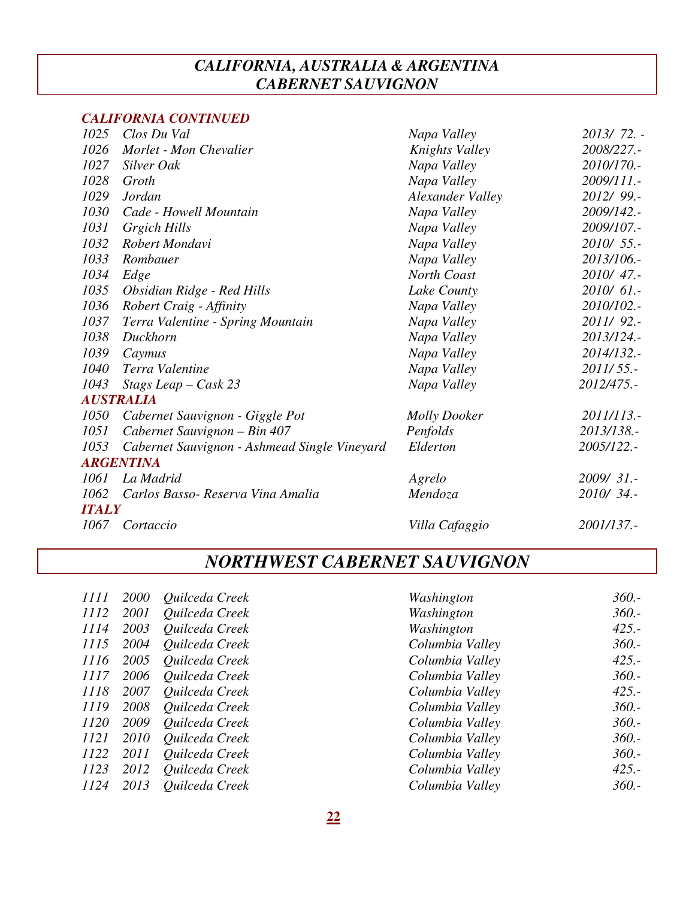# *CALIFORNIA, AUSTRALIA & ARGENTINA CABERNET SAUVIGNON*

### *CALIFORNIA CONTINUED*

| | | | |
|---|---|---|---|
| 1025 | Clos Du Val | Napa Valley | 2013/ 72. - |
| 1026 | Morlet - Mon Chevalier | Knights Valley | 2008/227.- |
| 1027 | Silver Oak | Napa Valley | 2010/170.- |
| 1028 | Groth | Napa Valley | 2009/111.- |
| 1029 | Jordan | Alexander Valley | 2012/ 99.- |
| 1030 | Cade - Howell Mountain | Napa Valley | 2009/142.- |
| 1031 | Grgich Hills | Napa Valley | 2009/107.- |
| 1032 | Robert Mondavi | Napa Valley | 2010/ 55.- |
| 1033 | Rombauer | Napa Valley | 2013/106.- |
| 1034 | Edge | North Coast | 2010/ 47.- |
| 1035 | Obsidian Ridge - Red Hills | Lake County | 2010/ 61.- |
| 1036 | Robert Craig - Affinity | Napa Valley | 2010/102.- |
| 1037 | Terra Valentine - Spring Mountain | Napa Valley | 2011/ 92.- |
| 1038 | Duckhorn | Napa Valley | 2013/124.- |
| 1039 | Caymus | Napa Valley | 2014/132.- |
| 1040 | Terra Valentine | Napa Valley | 2011/ 55.- |
| 1043 | Stags Leap – Cask 23 | Napa Valley | 2012/475.- |

### *AUSTRALIA*

| | | | |
|---|---|---|---|
| 1050 | Cabernet Sauvignon - Giggle Pot | Molly Dooker | 2011/113.- |
| 1051 | Cabernet Sauvignon – Bin 407 | Penfolds | 2013/138.- |
| 1053 | Cabernet Sauvignon - Ashmead Single Vineyard | Elderton | 2005/122.- |

### *ARGENTINA*

| | | | |
|---|---|---|---|
| 1061 | La Madrid | Agrelo | 2009/ 31.- |
| 1062 | Carlos Basso- Reserva Vina Amalia | Mendoza | 2010/ 34.- |

### *ITALY*

| | | | |
|---|---|---|---|
| 1067 | Cortaccio | Villa Cafaggio | 2001/137.- |

# *NORTHWEST CABERNET SAUVIGNON*

| | | | | |
|---|---|---|---|---|
| 1111 | 2000 | Quilceda Creek | Washington | 360.- |
| 1112 | 2001 | Quilceda Creek | Washington | 360.- |
| 1114 | 2003 | Quilceda Creek | Washington | 425.- |
| 1115 | 2004 | Quilceda Creek | Columbia Valley | 360.- |
| 1116 | 2005 | Quilceda Creek | Columbia Valley | 425.- |
| 1117 | 2006 | Quilceda Creek | Columbia Valley | 360.- |
| 1118 | 2007 | Quilceda Creek | Columbia Valley | 425.- |
| 1119 | 2008 | Quilceda Creek | Columbia Valley | 360.- |
| 1120 | 2009 | Quilceda Creek | Columbia Valley | 360.- |
| 1121 | 2010 | Quilceda Creek | Columbia Valley | 360.- |
| 1122 | 2011 | Quilceda Creek | Columbia Valley | 360.- |
| 1123 | 2012 | Quilceda Creek | Columbia Valley | 425.- |
| 1124 | 2013 | Quilceda Creek | Columbia Valley | 360.- |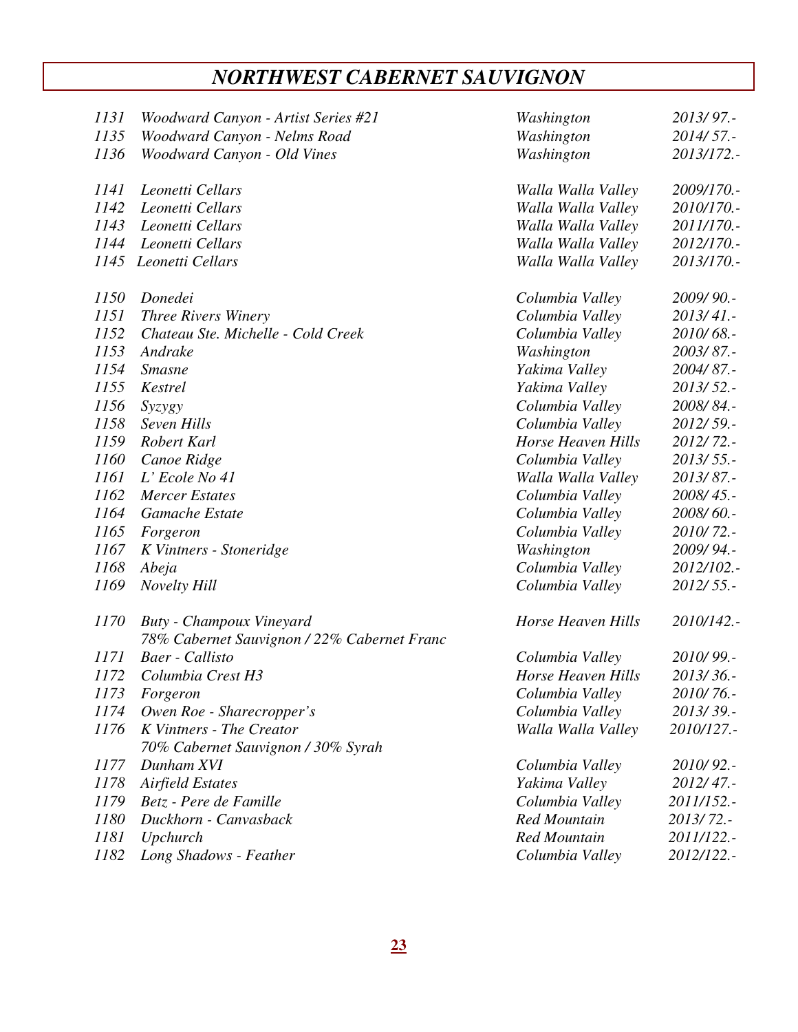# *NORTHWEST CABERNET SAUVIGNON*

| | | | |
|---|---|---|---|
| *1131* | *Woodward Canyon - Artist Series #21* | *Washington* | *2013/ 97.-* |
| *1135* | *Woodward Canyon - Nelms Road* | *Washington* | *2014/ 57.-* |
| *1136* | *Woodward Canyon - Old Vines* | *Washington* | *2013/172.-* |
| | | | |
| *1141* | *Leonetti Cellars* | *Walla Walla Valley* | *2009/170.-* |
| *1142* | *Leonetti Cellars* | *Walla Walla Valley* | *2010/170.-* |
| *1143* | *Leonetti Cellars* | *Walla Walla Valley* | *2011/170.-* |
| *1144* | *Leonetti Cellars* | *Walla Walla Valley* | *2012/170.-* |
| *1145* | *Leonetti Cellars* | *Walla Walla Valley* | *2013/170.-* |
| | | | |
| *1150* | *Donedei* | *Columbia Valley* | *2009/ 90.-* |
| *1151* | *Three Rivers Winery* | *Columbia Valley* | *2013/ 41.-* |
| *1152* | *Chateau Ste. Michelle - Cold Creek* | *Columbia Valley* | *2010/ 68.-* |
| *1153* | *Andrake* | *Washington* | *2003/ 87.-* |
| *1154* | *Smasne* | *Yakima Valley* | *2004/ 87.-* |
| *1155* | *Kestrel* | *Yakima Valley* | *2013/ 52.-* |
| *1156* | *Syzygy* | *Columbia Valley* | *2008/ 84.-* |
| *1158* | *Seven Hills* | *Columbia Valley* | *2012/ 59.-* |
| *1159* | *Robert Karl* | *Horse Heaven Hills* | *2012/ 72.-* |
| *1160* | *Canoe Ridge* | *Columbia Valley* | *2013/ 55.-* |
| *1161* | *L' Ecole No 41* | *Walla Walla Valley* | *2013/ 87.-* |
| *1162* | *Mercer Estates* | *Columbia Valley* | *2008/ 45.-* |
| *1164* | *Gamache Estate* | *Columbia Valley* | *2008/ 60.-* |
| *1165* | *Forgeron* | *Columbia Valley* | *2010/ 72.-* |
| *1167* | *K Vintners - Stoneridge* | *Washington* | *2009/ 94.-* |
| *1168* | *Abeja* | *Columbia Valley* | *2012/102.-* |
| *1169* | *Novelty Hill* | *Columbia Valley* | *2012/ 55.-* |
| | | | |
| *1170* | *Buty - Champoux Vineyard*<br>*78% Cabernet Sauvignon / 22% Cabernet Franc* | *Horse Heaven Hills* | *2010/142.-* |
| *1171* | *Baer - Callisto* | *Columbia Valley* | *2010/ 99.-* |
| *1172* | *Columbia Crest H3* | *Horse Heaven Hills* | *2013/ 36.-* |
| *1173* | *Forgeron* | *Columbia Valley* | *2010/ 76.-* |
| *1174* | *Owen Roe - Sharecropper's* | *Columbia Valley* | *2013/ 39.-* |
| *1176* | *K Vintners - The Creator*<br>*70% Cabernet Sauvignon / 30% Syrah* | *Walla Walla Valley* | *2010/127.-* |
| *1177* | *Dunham XVI* | *Columbia Valley* | *2010/ 92.-* |
| *1178* | *Airfield Estates* | *Yakima Valley* | *2012/ 47.-* |
| *1179* | *Betz - Pere de Famille* | *Columbia Valley* | *2011/152.-* |
| *1180* | *Duckhorn - Canvasback* | *Red Mountain* | *2013/ 72.-* |
| *1181* | *Upchurch* | *Red Mountain* | *2011/122.-* |
| *1182* | *Long Shadows - Feather* | *Columbia Valley* | *2012/122.-* |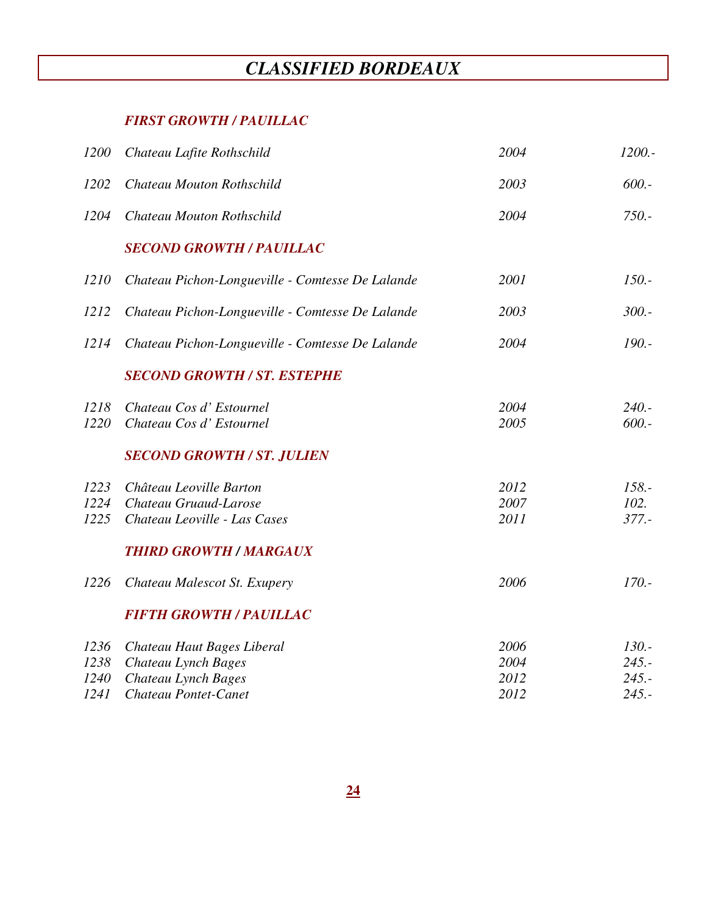# *CLASSIFIED BORDEAUX*

### *FIRST GROWTH / PAUILLAC*

| | | | |
|---|---|---|---|
| *1200* | *Chateau Lafite Rothschild* | *2004* | *1200.-* |
| *1202* | *Chateau Mouton Rothschild* | *2003* | *600.-* |
| *1204* | *Chateau Mouton Rothschild* | *2004* | *750.-* |

### *SECOND GROWTH / PAUILLAC*

| | | | |
|---|---|---|---|
| *1210* | *Chateau Pichon-Longueville - Comtesse De Lalande* | *2001* | *150.-* |
| *1212* | *Chateau Pichon-Longueville - Comtesse De Lalande* | *2003* | *300.-* |
| *1214* | *Chateau Pichon-Longueville - Comtesse De Lalande* | *2004* | *190.-* |

### *SECOND GROWTH / ST. ESTEPHE*

| | | | |
|---|---|---|---|
| *1218* | *Chateau Cos d' Estournel* | *2004* | *240.-* |
| *1220* | *Chateau Cos d' Estournel* | *2005* | *600.-* |

### *SECOND GROWTH / ST. JULIEN*

| | | | |
|---|---|---|---|
| *1223* | *Château Leoville Barton* | *2012* | *158.-* |
| *1224* | *Chateau Gruaud-Larose* | *2007* | *102.* |
| *1225* | *Chateau Leoville - Las Cases* | *2011* | *377.-* |

### *THIRD GROWTH / MARGAUX*

| | | | |
|---|---|---|---|
| *1226* | *Chateau Malescot St. Exupery* | *2006* | *170.-* |

### *FIFTH GROWTH / PAUILLAC*

| | | | |
|---|---|---|---|
| *1236* | *Chateau Haut Bages Liberal* | *2006* | *130.-* |
| *1238* | *Chateau Lynch Bages* | *2004* | *245.-* |
| *1240* | *Chateau Lynch Bages* | *2012* | *245.-* |
| *1241* | *Chateau Pontet-Canet* | *2012* | *245.-* |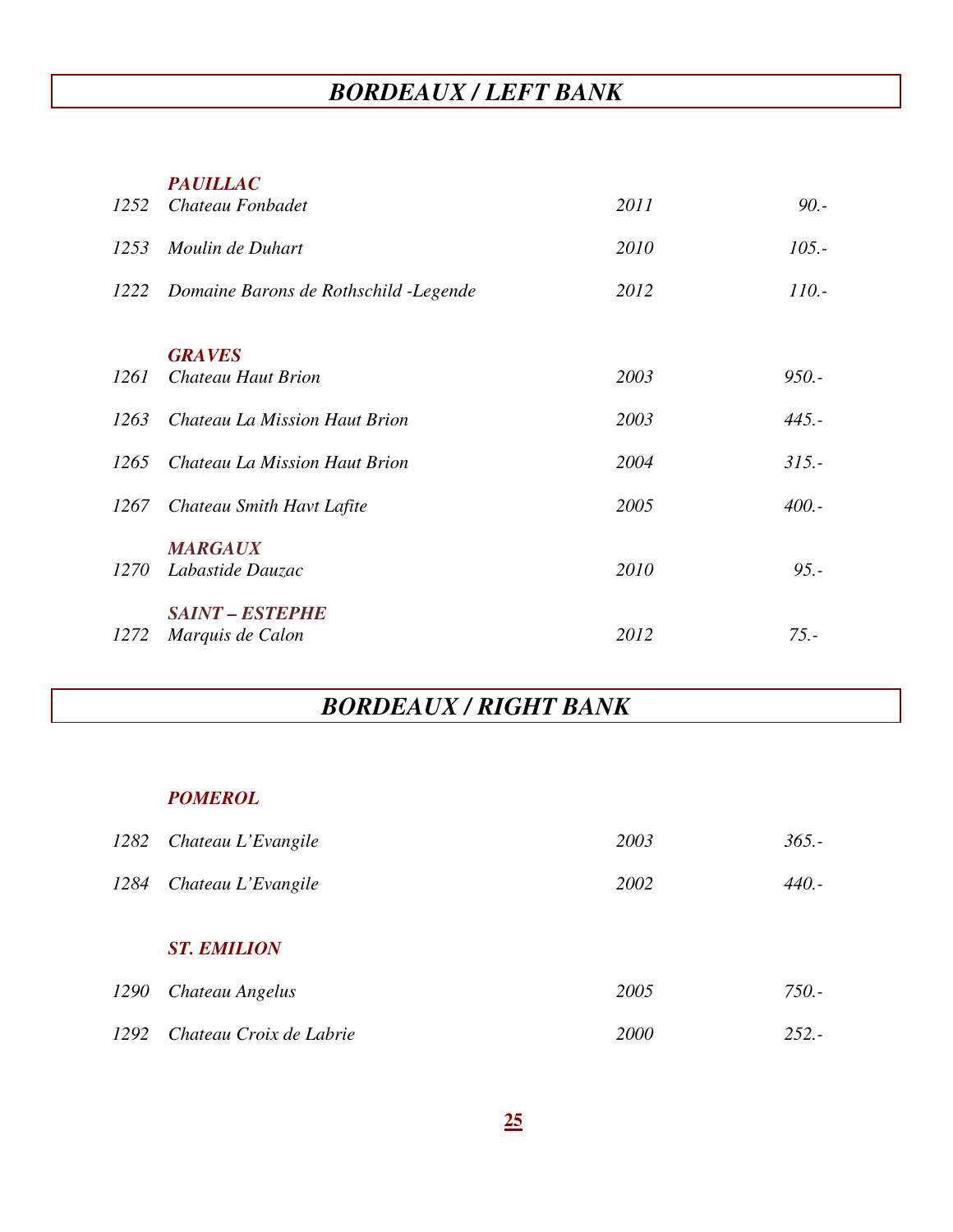## *BORDEAUX / LEFT BANK*

### *PAUILLAC*

| | | | |
|---|---|---|---|
| *1252* | *Chateau Fonbadet* | *2011* | *90.-* |
| *1253* | *Moulin de Duhart* | *2010* | *105.-* |
| *1222* | *Domaine Barons de Rothschild -Legende* | *2012* | *110.-* |

### *GRAVES*

| | | | |
|---|---|---|---|
| *1261* | *Chateau Haut Brion* | *2003* | *950.-* |
| *1263* | *Chateau La Mission Haut Brion* | *2003* | *445.-* |
| *1265* | *Chateau La Mission Haut Brion* | *2004* | *315.-* |
| *1267* | *Chateau Smith Havt Lafite* | *2005* | *400.-* |

### *MARGAUX*

| | | | |
|---|---|---|---|
| *1270* | *Labastide Dauzac* | *2010* | *95.-* |

### *SAINT – ESTEPHE*

| | | | |
|---|---|---|---|
| *1272* | *Marquis de Calon* | *2012* | *75.-* |

## *BORDEAUX / RIGHT BANK*

### *POMEROL*

| | | | |
|---|---|---|---|
| *1282* | *Chateau L'Evangile* | *2003* | *365.-* |
| *1284* | *Chateau L'Evangile* | *2002* | *440.-* |

### *ST. EMILION*

| | | | |
|---|---|---|---|
| *1290* | *Chateau Angelus* | *2005* | *750.-* |
| *1292* | *Chateau Croix de Labrie* | *2000* | *252.-* |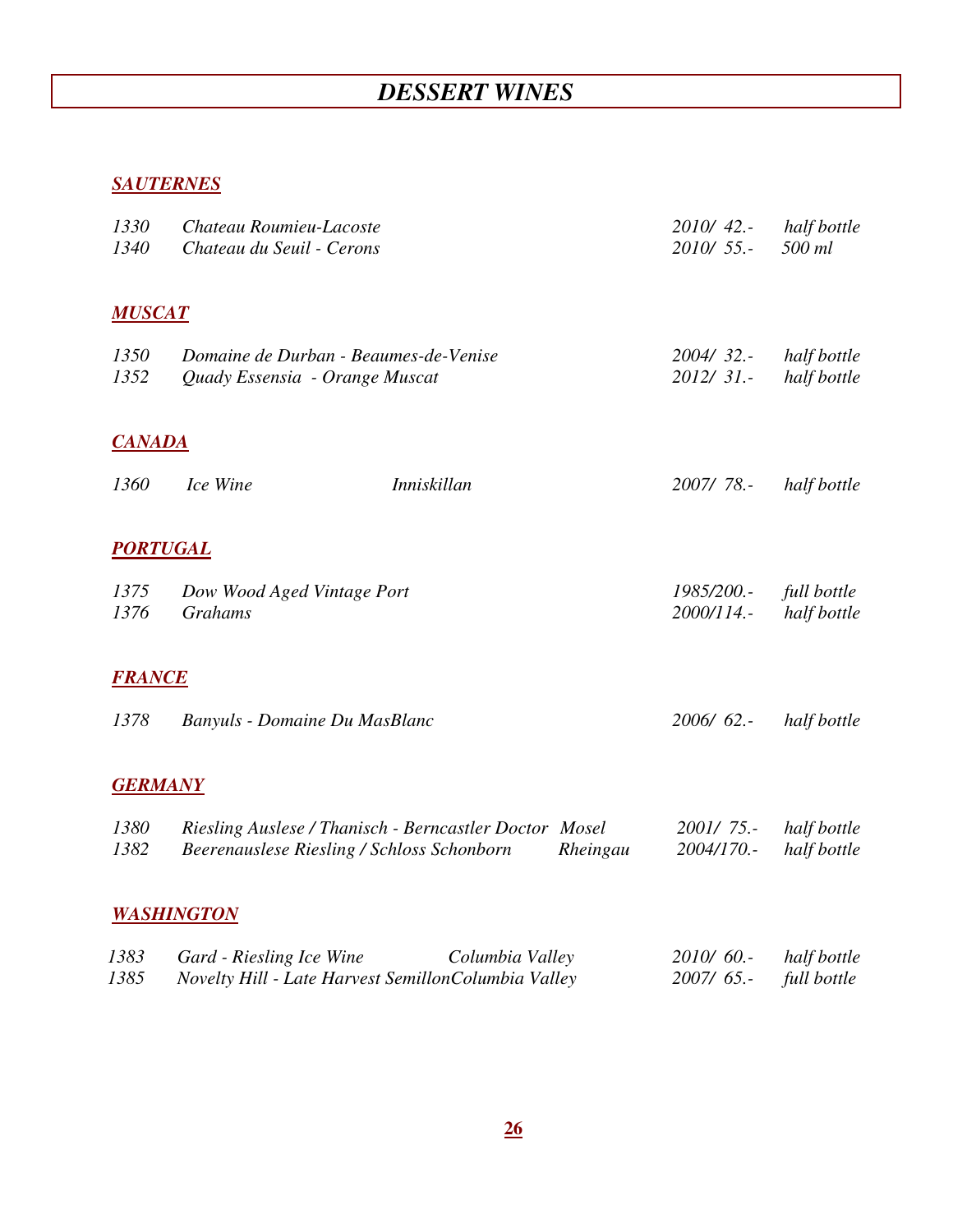# *DESSERT WINES*

### ***SAUTERNES***

| | | | |
|---|---|---|---|
| *1330* | *Chateau Roumieu-Lacoste* | *2010/ 42.-* | *half bottle* |
| *1340* | *Chateau du Seuil - Cerons* | *2010/ 55.-* | *500 ml* |

### ***MUSCAT***

| | | | |
|---|---|---|---|
| *1350* | *Domaine de Durban - Beaumes-de-Venise* | *2004/ 32.-* | *half bottle* |
| *1352* | *Quady Essensia - Orange Muscat* | *2012/ 31.-* | *half bottle* |

### ***CANADA***

| | | | | |
|---|---|---|---|---|
| *1360* | *Ice Wine* | *Inniskillan* | *2007/ 78.-* | *half bottle* |

### ***PORTUGAL***

| | | | |
|---|---|---|---|
| *1375* | *Dow Wood Aged Vintage Port* | *1985/200.-* | *full bottle* |
| *1376* | *Grahams* | *2000/114.-* | *half bottle* |

### ***FRANCE***

| | | | |
|---|---|---|---|
| *1378* | *Banyuls - Domaine Du MasBlanc* | *2006/ 62.-* | *half bottle* |

### ***GERMANY***

| | | | | |
|---|---|---|---|---|
| *1380* | *Riesling Auslese / Thanisch - Berncastler Doctor* | *Mosel* | *2001/ 75.-* | *half bottle* |
| *1382* | *Beerenauslese Riesling / Schloss Schonborn* | *Rheingau* | *2004/170.-* | *half bottle* |

### ***WASHINGTON***

| | | | | |
|---|---|---|---|---|
| *1383* | *Gard - Riesling Ice Wine* | *Columbia Valley* | *2010/ 60.-* | *half bottle* |
| *1385* | *Novelty Hill - Late Harvest Semillon* | *Columbia Valley* | *2007/ 65.-* | *full bottle* |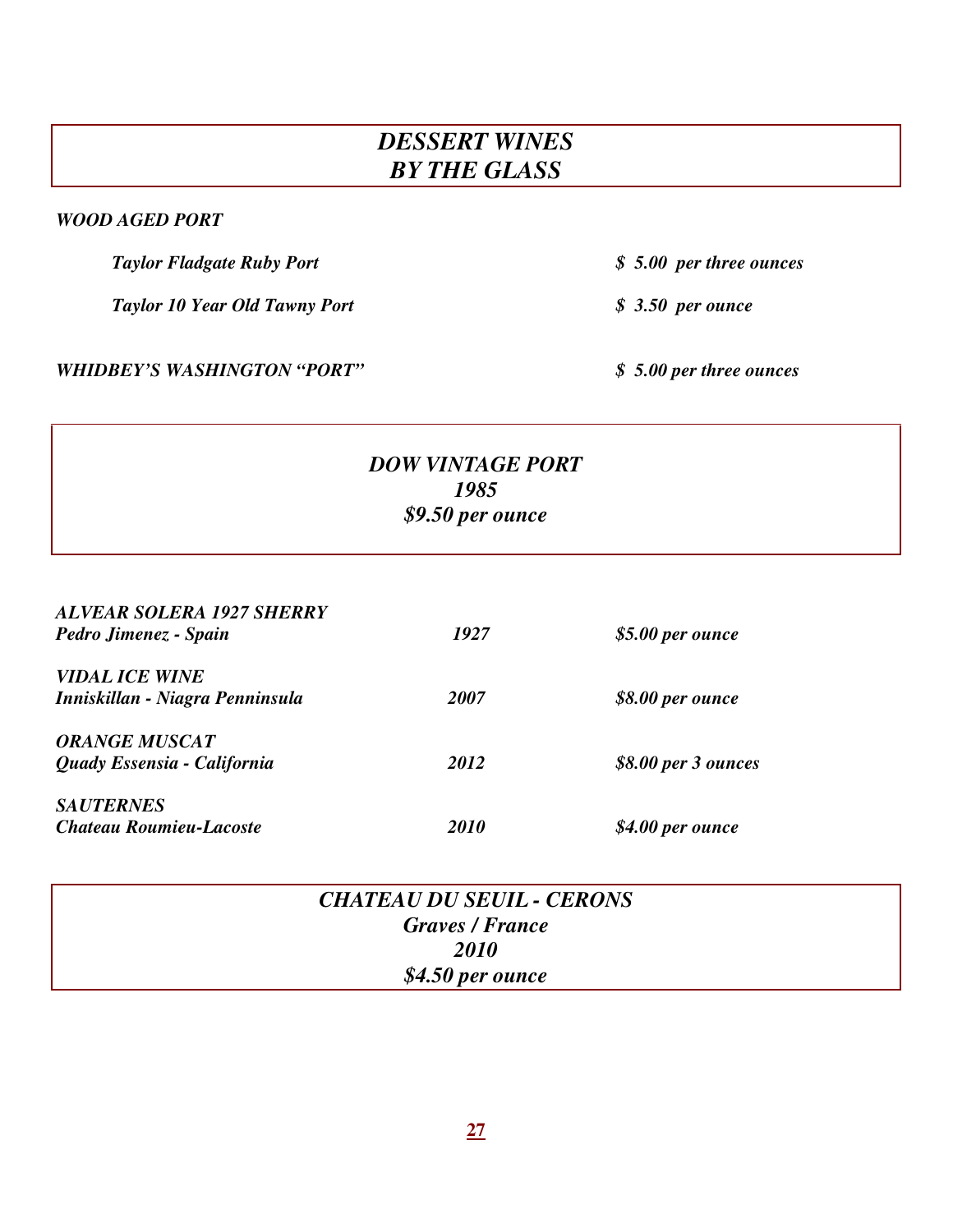# *DESSERT WINES BY THE GLASS*

***WOOD AGED PORT***

| | |
|---|---|
| ***Taylor Fladgate Ruby Port*** | ***$ 5.00 per three ounces*** |
| ***Taylor 10 Year Old Tawny Port*** | ***$ 3.50 per ounce*** |
| ***WHIDBEY'S WASHINGTON "PORT"*** | ***$ 5.00 per three ounces*** |

## *DOW VINTAGE PORT*

***1985***

***$9.50 per ounce***

| | | |
|---|---|---|
| ***ALVEAR SOLERA 1927 SHERRY*** <br> ***Pedro Jimenez - Spain*** | ***1927*** | ***$5.00 per ounce*** |
| ***VIDAL ICE WINE*** <br> ***Inniskillan - Niagra Penninsula*** | ***2007*** | ***$8.00 per ounce*** |
| ***ORANGE MUSCAT*** <br> ***Quady Essensia - California*** | ***2012*** | ***$8.00 per 3 ounces*** |
| ***SAUTERNES*** <br> ***Chateau Roumieu-Lacoste*** | ***2010*** | ***$4.00 per ounce*** |

## *CHATEAU DU SEUIL - CERONS*

***Graves / France***

***2010***

***$4.50 per ounce***